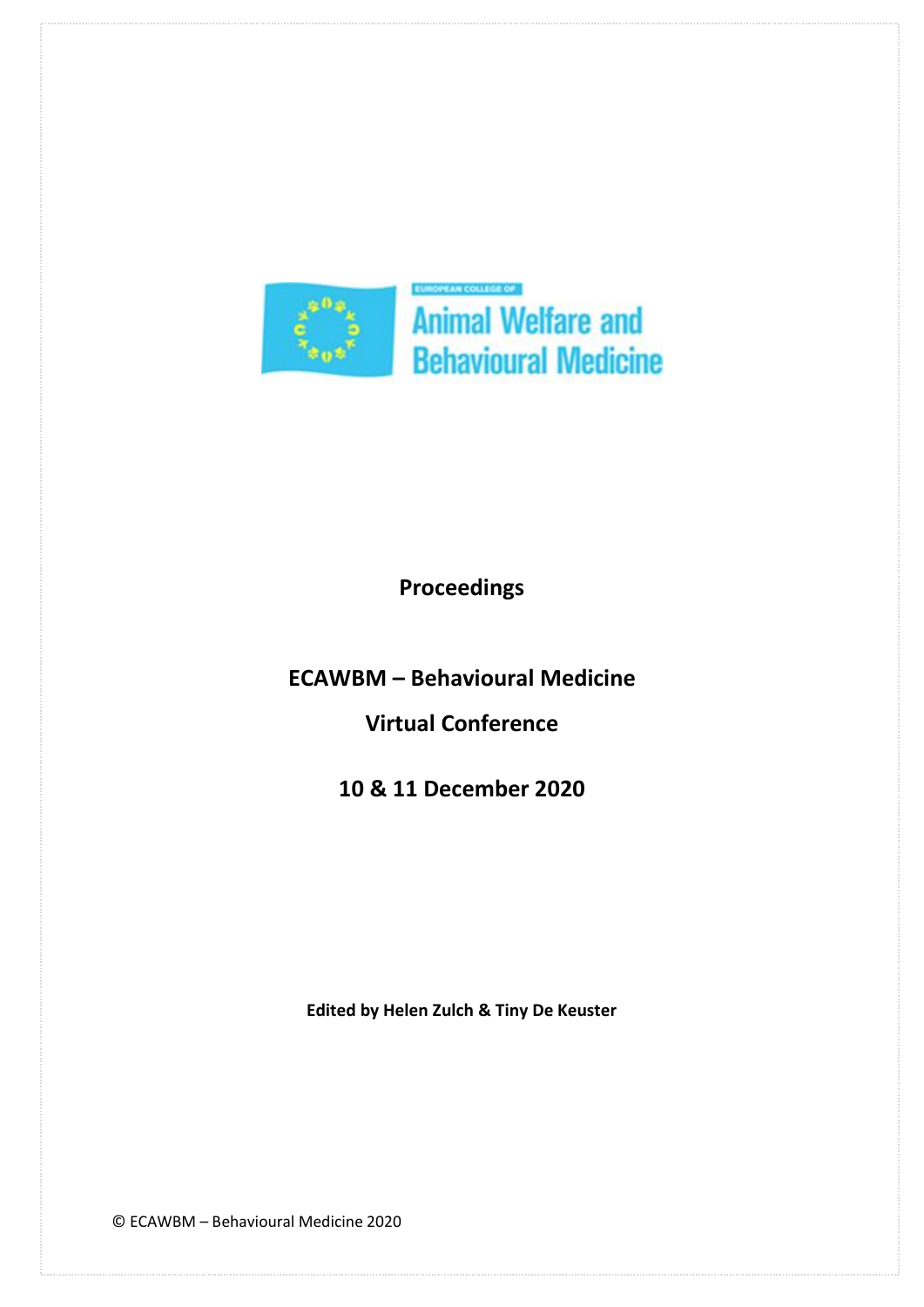EUROPEAN COLLEGE OF

Animal Welfare and Behavioural Medicine

# Proceedings

## ECAWBM – Behavioural Medicine

## Virtual Conference

## 10 & 11 December 2020

**Edited by Helen Zulch & Tiny De Keuster**

© ECAWBM – Behavioural Medicine 2020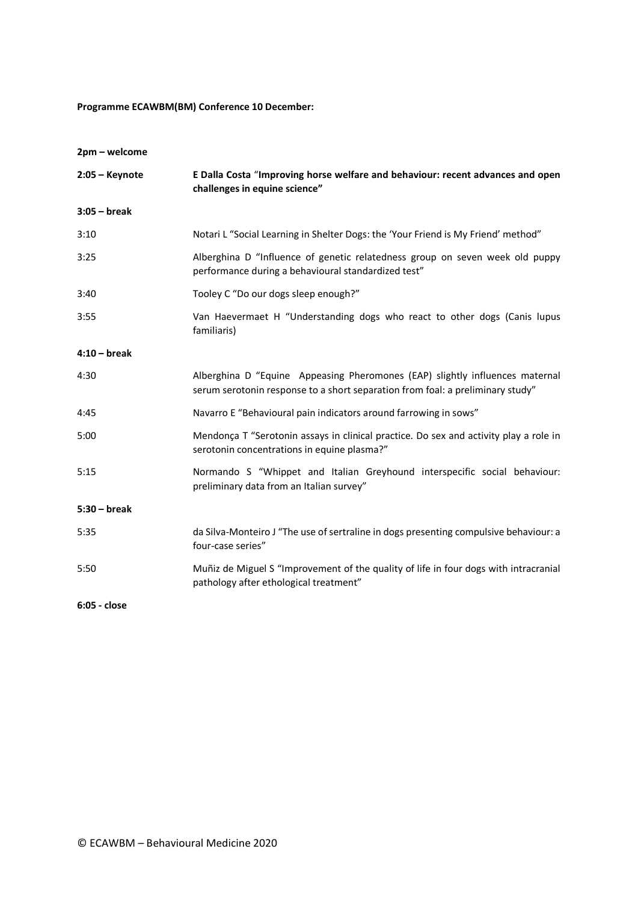**Programme ECAWBM(BM) Conference 10 December:**

| | |
|---|---|
| **2pm – welcome** | |
| **2:05 – Keynote** | **E Dalla Costa "Improving horse welfare and behaviour: recent advances and open challenges in equine science"** |
| **3:05 – break** | |
| 3:10 | Notari L "Social Learning in Shelter Dogs: the 'Your Friend is My Friend' method" |
| 3:25 | Alberghina D "Influence of genetic relatedness group on seven week old puppy performance during a behavioural standardized test" |
| 3:40 | Tooley C "Do our dogs sleep enough?" |
| 3:55 | Van Haevermaet H "Understanding dogs who react to other dogs (Canis lupus familiaris) |
| **4:10 – break** | |
| 4:30 | Alberghina D "Equine Appeasing Pheromones (EAP) slightly influences maternal serum serotonin response to a short separation from foal: a preliminary study" |
| 4:45 | Navarro E "Behavioural pain indicators around farrowing in sows" |
| 5:00 | Mendonça T "Serotonin assays in clinical practice. Do sex and activity play a role in serotonin concentrations in equine plasma?" |
| 5:15 | Normando S "Whippet and Italian Greyhound interspecific social behaviour: preliminary data from an Italian survey" |
| **5:30 – break** | |
| 5:35 | da Silva-Monteiro J "The use of sertraline in dogs presenting compulsive behaviour: a four-case series" |
| 5:50 | Muñiz de Miguel S "Improvement of the quality of life in four dogs with intracranial pathology after ethological treatment" |
| **6:05 - close** | |

© ECAWBM – Behavioural Medicine 2020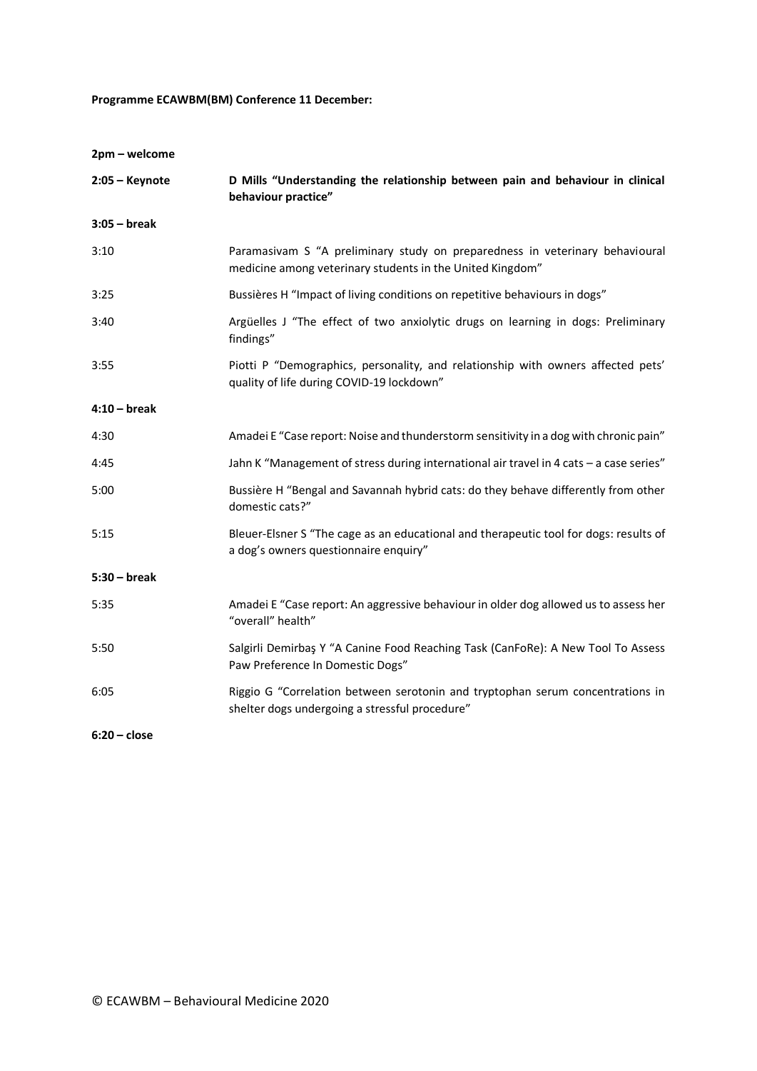**Programme ECAWBM(BM) Conference 11 December:**

| | |
|---|---|
| **2pm – welcome** | |
| **2:05 – Keynote** | **D Mills "Understanding the relationship between pain and behaviour in clinical behaviour practice"** |
| **3:05 – break** | |
| 3:10 | Paramasivam S "A preliminary study on preparedness in veterinary behavioural medicine among veterinary students in the United Kingdom" |
| 3:25 | Bussières H "Impact of living conditions on repetitive behaviours in dogs" |
| 3:40 | Argüelles J "The effect of two anxiolytic drugs on learning in dogs: Preliminary findings" |
| 3:55 | Piotti P "Demographics, personality, and relationship with owners affected pets' quality of life during COVID-19 lockdown" |
| **4:10 – break** | |
| 4:30 | Amadei E "Case report: Noise and thunderstorm sensitivity in a dog with chronic pain" |
| 4:45 | Jahn K "Management of stress during international air travel in 4 cats – a case series" |
| 5:00 | Bussière H "Bengal and Savannah hybrid cats: do they behave differently from other domestic cats?" |
| 5:15 | Bleuer-Elsner S "The cage as an educational and therapeutic tool for dogs: results of a dog's owners questionnaire enquiry" |
| **5:30 – break** | |
| 5:35 | Amadei E "Case report: An aggressive behaviour in older dog allowed us to assess her "overall" health" |
| 5:50 | Salgirli Demirbaş Y "A Canine Food Reaching Task (CanFoRe): A New Tool To Assess Paw Preference In Domestic Dogs" |
| 6:05 | Riggio G "Correlation between serotonin and tryptophan serum concentrations in shelter dogs undergoing a stressful procedure" |
| **6:20 – close** | |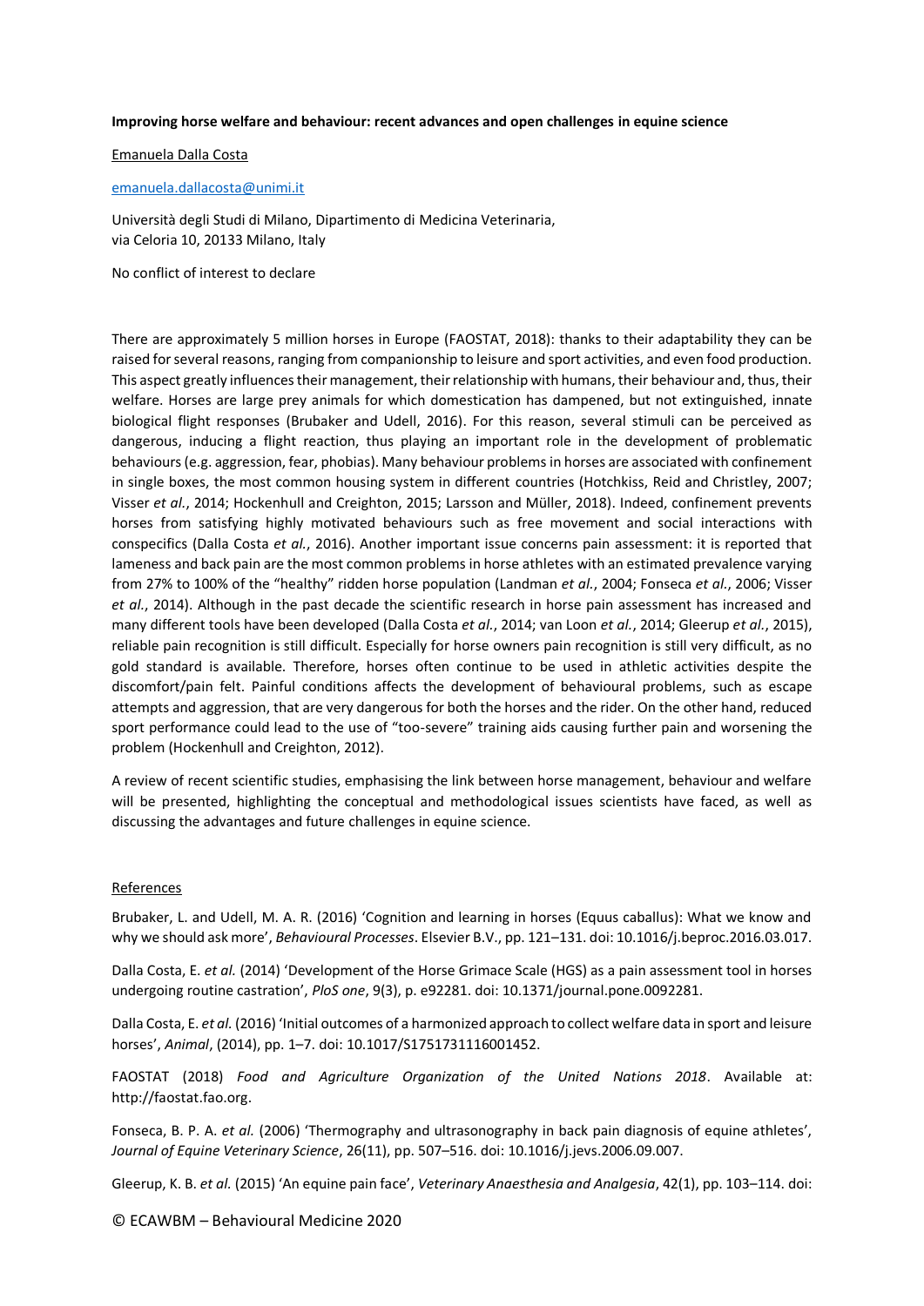**Improving horse welfare and behaviour: recent advances and open challenges in equine science**

Emanuela Dalla Costa

emanuela.dallacosta@unimi.it

Università degli Studi di Milano, Dipartimento di Medicina Veterinaria,
via Celoria 10, 20133 Milano, Italy

No conflict of interest to declare

There are approximately 5 million horses in Europe (FAOSTAT, 2018): thanks to their adaptability they can be raised for several reasons, ranging from companionship to leisure and sport activities, and even food production. This aspect greatly influences their management, their relationship with humans, their behaviour and, thus, their welfare. Horses are large prey animals for which domestication has dampened, but not extinguished, innate biological flight responses (Brubaker and Udell, 2016). For this reason, several stimuli can be perceived as dangerous, inducing a flight reaction, thus playing an important role in the development of problematic behaviours (e.g. aggression, fear, phobias). Many behaviour problems in horses are associated with confinement in single boxes, the most common housing system in different countries (Hotchkiss, Reid and Christley, 2007; Visser *et al.*, 2014; Hockenhull and Creighton, 2015; Larsson and Müller, 2018). Indeed, confinement prevents horses from satisfying highly motivated behaviours such as free movement and social interactions with conspecifics (Dalla Costa *et al.*, 2016). Another important issue concerns pain assessment: it is reported that lameness and back pain are the most common problems in horse athletes with an estimated prevalence varying from 27% to 100% of the "healthy" ridden horse population (Landman *et al.*, 2004; Fonseca *et al.*, 2006; Visser *et al.*, 2014). Although in the past decade the scientific research in horse pain assessment has increased and many different tools have been developed (Dalla Costa *et al.*, 2014; van Loon *et al.*, 2014; Gleerup *et al.*, 2015), reliable pain recognition is still difficult. Especially for horse owners pain recognition is still very difficult, as no gold standard is available. Therefore, horses often continue to be used in athletic activities despite the discomfort/pain felt. Painful conditions affects the development of behavioural problems, such as escape attempts and aggression, that are very dangerous for both the horses and the rider. On the other hand, reduced sport performance could lead to the use of "too-severe" training aids causing further pain and worsening the problem (Hockenhull and Creighton, 2012).

A review of recent scientific studies, emphasising the link between horse management, behaviour and welfare will be presented, highlighting the conceptual and methodological issues scientists have faced, as well as discussing the advantages and future challenges in equine science.

References

Brubaker, L. and Udell, M. A. R. (2016) 'Cognition and learning in horses (Equus caballus): What we know and why we should ask more', *Behavioural Processes*. Elsevier B.V., pp. 121–131. doi: 10.1016/j.beproc.2016.03.017.

Dalla Costa, E. *et al.* (2014) 'Development of the Horse Grimace Scale (HGS) as a pain assessment tool in horses undergoing routine castration', *PloS one*, 9(3), p. e92281. doi: 10.1371/journal.pone.0092281.

Dalla Costa, E. *et al.* (2016) 'Initial outcomes of a harmonized approach to collect welfare data in sport and leisure horses', *Animal*, (2014), pp. 1–7. doi: 10.1017/S1751731116001452.

FAOSTAT (2018) *Food and Agriculture Organization of the United Nations 2018*. Available at: http://faostat.fao.org.

Fonseca, B. P. A. *et al.* (2006) 'Thermography and ultrasonography in back pain diagnosis of equine athletes', *Journal of Equine Veterinary Science*, 26(11), pp. 507–516. doi: 10.1016/j.jevs.2006.09.007.

Gleerup, K. B. *et al.* (2015) 'An equine pain face', *Veterinary Anaesthesia and Analgesia*, 42(1), pp. 103–114. doi: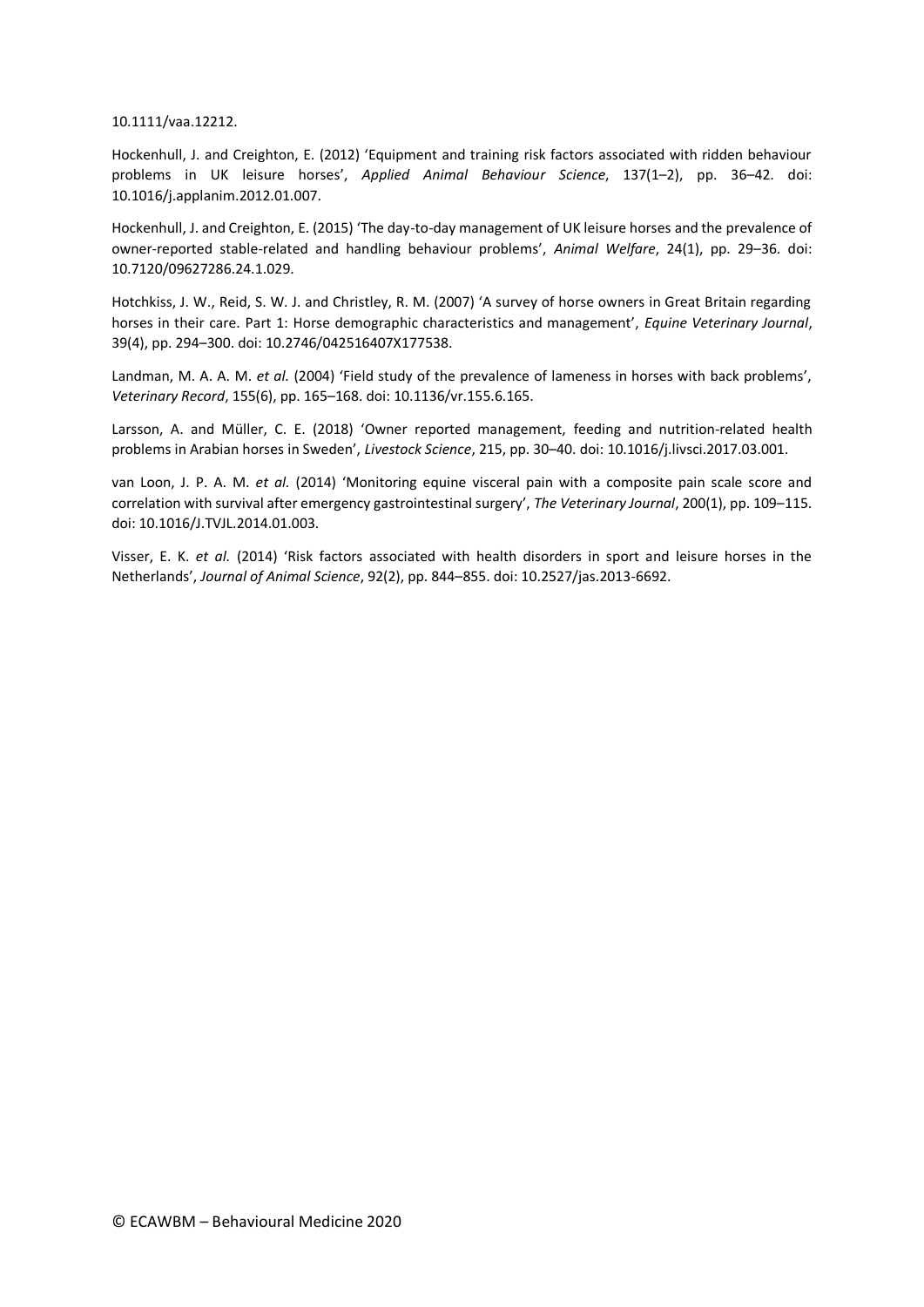10.1111/vaa.12212.

Hockenhull, J. and Creighton, E. (2012) 'Equipment and training risk factors associated with ridden behaviour problems in UK leisure horses', *Applied Animal Behaviour Science*, 137(1–2), pp. 36–42. doi: 10.1016/j.applanim.2012.01.007.

Hockenhull, J. and Creighton, E. (2015) 'The day-to-day management of UK leisure horses and the prevalence of owner-reported stable-related and handling behaviour problems', *Animal Welfare*, 24(1), pp. 29–36. doi: 10.7120/09627286.24.1.029.

Hotchkiss, J. W., Reid, S. W. J. and Christley, R. M. (2007) 'A survey of horse owners in Great Britain regarding horses in their care. Part 1: Horse demographic characteristics and management', *Equine Veterinary Journal*, 39(4), pp. 294–300. doi: 10.2746/042516407X177538.

Landman, M. A. A. M. *et al.* (2004) 'Field study of the prevalence of lameness in horses with back problems', *Veterinary Record*, 155(6), pp. 165–168. doi: 10.1136/vr.155.6.165.

Larsson, A. and Müller, C. E. (2018) 'Owner reported management, feeding and nutrition-related health problems in Arabian horses in Sweden', *Livestock Science*, 215, pp. 30–40. doi: 10.1016/j.livsci.2017.03.001.

van Loon, J. P. A. M. *et al.* (2014) 'Monitoring equine visceral pain with a composite pain scale score and correlation with survival after emergency gastrointestinal surgery', *The Veterinary Journal*, 200(1), pp. 109–115. doi: 10.1016/J.TVJL.2014.01.003.

Visser, E. K. *et al.* (2014) 'Risk factors associated with health disorders in sport and leisure horses in the Netherlands', *Journal of Animal Science*, 92(2), pp. 844–855. doi: 10.2527/jas.2013-6692.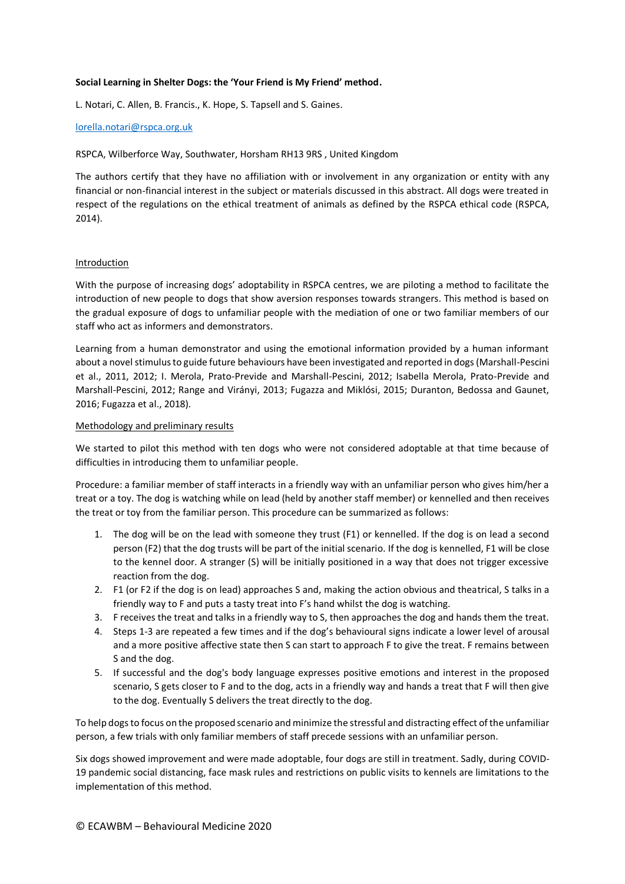**Social Learning in Shelter Dogs: the 'Your Friend is My Friend' method.**

L. Notari, C. Allen, B. Francis., K. Hope, S. Tapsell and S. Gaines.

lorella.notari@rspca.org.uk

RSPCA, Wilberforce Way, Southwater, Horsham RH13 9RS , United Kingdom

The authors certify that they have no affiliation with or involvement in any organization or entity with any financial or non-financial interest in the subject or materials discussed in this abstract. All dogs were treated in respect of the regulations on the ethical treatment of animals as defined by the RSPCA ethical code (RSPCA, 2014).

Introduction

With the purpose of increasing dogs' adoptability in RSPCA centres, we are piloting a method to facilitate the introduction of new people to dogs that show aversion responses towards strangers. This method is based on the gradual exposure of dogs to unfamiliar people with the mediation of one or two familiar members of our staff who act as informers and demonstrators.

Learning from a human demonstrator and using the emotional information provided by a human informant about a novel stimulus to guide future behaviours have been investigated and reported in dogs (Marshall-Pescini et al., 2011, 2012; I. Merola, Prato-Previde and Marshall-Pescini, 2012; Isabella Merola, Prato-Previde and Marshall-Pescini, 2012; Range and Virányi, 2013; Fugazza and Miklósi, 2015; Duranton, Bedossa and Gaunet, 2016; Fugazza et al., 2018).

Methodology and preliminary results

We started to pilot this method with ten dogs who were not considered adoptable at that time because of difficulties in introducing them to unfamiliar people.

Procedure: a familiar member of staff interacts in a friendly way with an unfamiliar person who gives him/her a treat or a toy. The dog is watching while on lead (held by another staff member) or kennelled and then receives the treat or toy from the familiar person. This procedure can be summarized as follows:

1. The dog will be on the lead with someone they trust (F1) or kennelled. If the dog is on lead a second person (F2) that the dog trusts will be part of the initial scenario. If the dog is kennelled, F1 will be close to the kennel door. A stranger (S) will be initially positioned in a way that does not trigger excessive reaction from the dog.
2. F1 (or F2 if the dog is on lead) approaches S and, making the action obvious and theatrical, S talks in a friendly way to F and puts a tasty treat into F's hand whilst the dog is watching.
3. F receives the treat and talks in a friendly way to S, then approaches the dog and hands them the treat.
4. Steps 1-3 are repeated a few times and if the dog's behavioural signs indicate a lower level of arousal and a more positive affective state then S can start to approach F to give the treat. F remains between S and the dog.
5. If successful and the dog's body language expresses positive emotions and interest in the proposed scenario, S gets closer to F and to the dog, acts in a friendly way and hands a treat that F will then give to the dog. Eventually S delivers the treat directly to the dog.

To help dogs to focus on the proposed scenario and minimize the stressful and distracting effect of the unfamiliar person, a few trials with only familiar members of staff precede sessions with an unfamiliar person.

Six dogs showed improvement and were made adoptable, four dogs are still in treatment. Sadly, during COVID-19 pandemic social distancing, face mask rules and restrictions on public visits to kennels are limitations to the implementation of this method.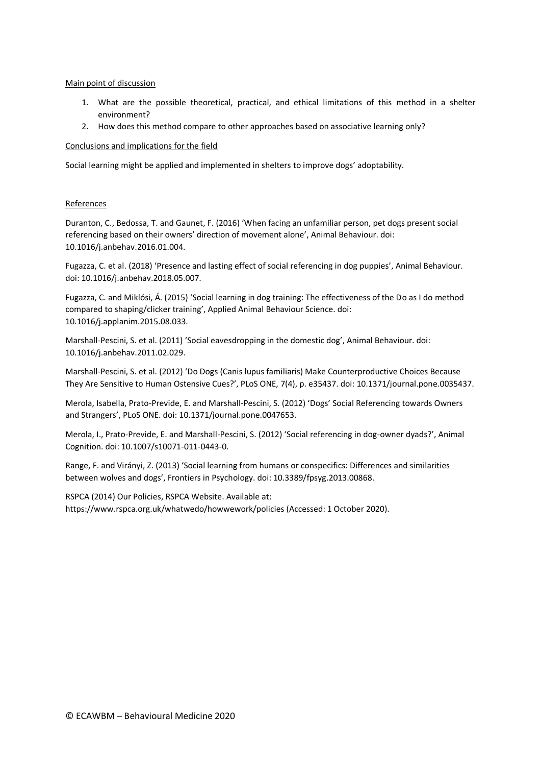Main point of discussion

1. What are the possible theoretical, practical, and ethical limitations of this method in a shelter environment?
2. How does this method compare to other approaches based on associative learning only?

Conclusions and implications for the field

Social learning might be applied and implemented in shelters to improve dogs' adoptability.

References

Duranton, C., Bedossa, T. and Gaunet, F. (2016) 'When facing an unfamiliar person, pet dogs present social referencing based on their owners' direction of movement alone', Animal Behaviour. doi: 10.1016/j.anbehav.2016.01.004.

Fugazza, C. et al. (2018) 'Presence and lasting effect of social referencing in dog puppies', Animal Behaviour. doi: 10.1016/j.anbehav.2018.05.007.

Fugazza, C. and Miklósi, Á. (2015) 'Social learning in dog training: The effectiveness of the Do as I do method compared to shaping/clicker training', Applied Animal Behaviour Science. doi: 10.1016/j.applanim.2015.08.033.

Marshall-Pescini, S. et al. (2011) 'Social eavesdropping in the domestic dog', Animal Behaviour. doi: 10.1016/j.anbehav.2011.02.029.

Marshall-Pescini, S. et al. (2012) 'Do Dogs (Canis lupus familiaris) Make Counterproductive Choices Because They Are Sensitive to Human Ostensive Cues?', PLoS ONE, 7(4), p. e35437. doi: 10.1371/journal.pone.0035437.

Merola, Isabella, Prato-Previde, E. and Marshall-Pescini, S. (2012) 'Dogs' Social Referencing towards Owners and Strangers', PLoS ONE. doi: 10.1371/journal.pone.0047653.

Merola, I., Prato-Previde, E. and Marshall-Pescini, S. (2012) 'Social referencing in dog-owner dyads?', Animal Cognition. doi: 10.1007/s10071-011-0443-0.

Range, F. and Virányi, Z. (2013) 'Social learning from humans or conspecifics: Differences and similarities between wolves and dogs', Frontiers in Psychology. doi: 10.3389/fpsyg.2013.00868.

RSPCA (2014) Our Policies, RSPCA Website. Available at: https://www.rspca.org.uk/whatwedo/howwework/policies (Accessed: 1 October 2020).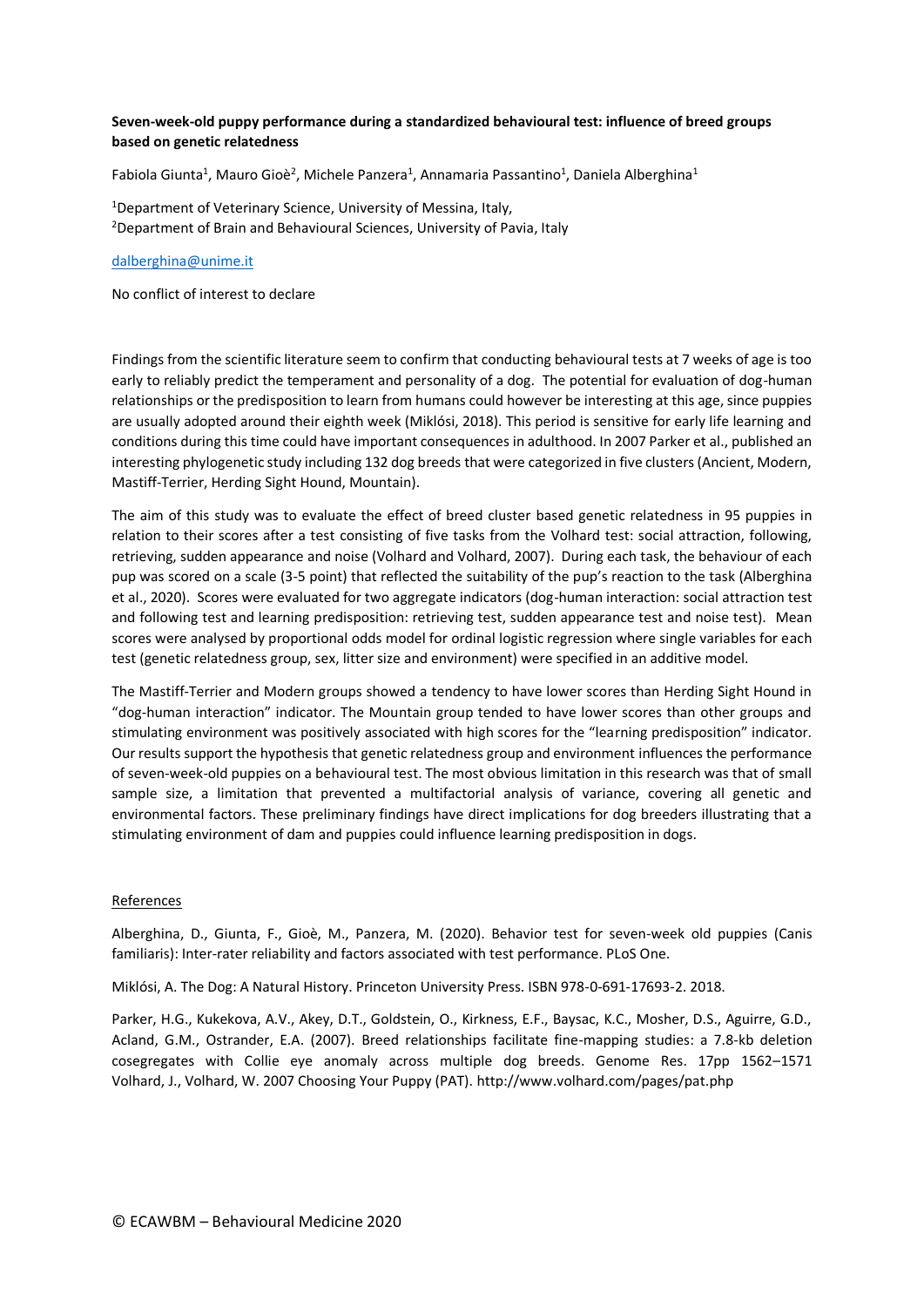**Seven-week-old puppy performance during a standardized behavioural test: influence of breed groups based on genetic relatedness**

Fabiola Giunta[1], Mauro Gioè[2], Michele Panzera[1], Annamaria Passantino[1], Daniela Alberghina[1]

[1]Department of Veterinary Science, University of Messina, Italy,
[2]Department of Brain and Behavioural Sciences, University of Pavia, Italy

dalberghina@unime.it

No conflict of interest to declare

Findings from the scientific literature seem to confirm that conducting behavioural tests at 7 weeks of age is too early to reliably predict the temperament and personality of a dog. The potential for evaluation of dog-human relationships or the predisposition to learn from humans could however be interesting at this age, since puppies are usually adopted around their eighth week (Miklósi, 2018). This period is sensitive for early life learning and conditions during this time could have important consequences in adulthood. In 2007 Parker et al., published an interesting phylogenetic study including 132 dog breeds that were categorized in five clusters (Ancient, Modern, Mastiff-Terrier, Herding Sight Hound, Mountain).

The aim of this study was to evaluate the effect of breed cluster based genetic relatedness in 95 puppies in relation to their scores after a test consisting of five tasks from the Volhard test: social attraction, following, retrieving, sudden appearance and noise (Volhard and Volhard, 2007). During each task, the behaviour of each pup was scored on a scale (3-5 point) that reflected the suitability of the pup's reaction to the task (Alberghina et al., 2020). Scores were evaluated for two aggregate indicators (dog-human interaction: social attraction test and following test and learning predisposition: retrieving test, sudden appearance test and noise test). Mean scores were analysed by proportional odds model for ordinal logistic regression where single variables for each test (genetic relatedness group, sex, litter size and environment) were specified in an additive model.

The Mastiff-Terrier and Modern groups showed a tendency to have lower scores than Herding Sight Hound in "dog-human interaction" indicator. The Mountain group tended to have lower scores than other groups and stimulating environment was positively associated with high scores for the "learning predisposition" indicator. Our results support the hypothesis that genetic relatedness group and environment influences the performance of seven-week-old puppies on a behavioural test. The most obvious limitation in this research was that of small sample size, a limitation that prevented a multifactorial analysis of variance, covering all genetic and environmental factors. These preliminary findings have direct implications for dog breeders illustrating that a stimulating environment of dam and puppies could influence learning predisposition in dogs.

References

Alberghina, D., Giunta, F., Gioè, M., Panzera, M. (2020). Behavior test for seven-week old puppies (Canis familiaris): Inter-rater reliability and factors associated with test performance. PLoS One.

Miklósi, A. The Dog: A Natural History. Princeton University Press. ISBN 978-0-691-17693-2. 2018.

Parker, H.G., Kukekova, A.V., Akey, D.T., Goldstein, O., Kirkness, E.F., Baysac, K.C., Mosher, D.S., Aguirre, G.D., Acland, G.M., Ostrander, E.A. (2007). Breed relationships facilitate fine-mapping studies: a 7.8-kb deletion cosegregates with Collie eye anomaly across multiple dog breeds. Genome Res. 17pp 1562–1571
Volhard, J., Volhard, W. 2007 Choosing Your Puppy (PAT). http://www.volhard.com/pages/pat.php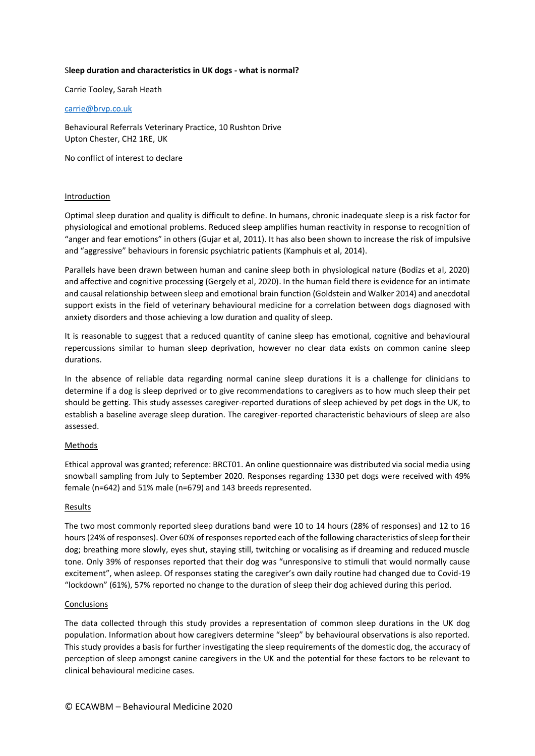**Sleep duration and characteristics in UK dogs - what is normal?**

Carrie Tooley, Sarah Heath

carrie@brvp.co.uk

Behavioural Referrals Veterinary Practice, 10 Rushton Drive
Upton Chester, CH2 1RE, UK

No conflict of interest to declare

Introduction

Optimal sleep duration and quality is difficult to define. In humans, chronic inadequate sleep is a risk factor for physiological and emotional problems. Reduced sleep amplifies human reactivity in response to recognition of "anger and fear emotions" in others (Gujar et al, 2011). It has also been shown to increase the risk of impulsive and "aggressive" behaviours in forensic psychiatric patients (Kamphuis et al, 2014).

Parallels have been drawn between human and canine sleep both in physiological nature (Bodizs et al, 2020) and affective and cognitive processing (Gergely et al, 2020). In the human field there is evidence for an intimate and causal relationship between sleep and emotional brain function (Goldstein and Walker 2014) and anecdotal support exists in the field of veterinary behavioural medicine for a correlation between dogs diagnosed with anxiety disorders and those achieving a low duration and quality of sleep.

It is reasonable to suggest that a reduced quantity of canine sleep has emotional, cognitive and behavioural repercussions similar to human sleep deprivation, however no clear data exists on common canine sleep durations.

In the absence of reliable data regarding normal canine sleep durations it is a challenge for clinicians to determine if a dog is sleep deprived or to give recommendations to caregivers as to how much sleep their pet should be getting. This study assesses caregiver-reported durations of sleep achieved by pet dogs in the UK, to establish a baseline average sleep duration. The caregiver-reported characteristic behaviours of sleep are also assessed.

Methods

Ethical approval was granted; reference: BRCT01. An online questionnaire was distributed via social media using snowball sampling from July to September 2020. Responses regarding 1330 pet dogs were received with 49% female (n=642) and 51% male (n=679) and 143 breeds represented.

Results

The two most commonly reported sleep durations band were 10 to 14 hours (28% of responses) and 12 to 16 hours (24% of responses). Over 60% of responses reported each of the following characteristics of sleep for their dog; breathing more slowly, eyes shut, staying still, twitching or vocalising as if dreaming and reduced muscle tone. Only 39% of responses reported that their dog was "unresponsive to stimuli that would normally cause excitement", when asleep. Of responses stating the caregiver's own daily routine had changed due to Covid-19 "lockdown" (61%), 57% reported no change to the duration of sleep their dog achieved during this period.

Conclusions

The data collected through this study provides a representation of common sleep durations in the UK dog population. Information about how caregivers determine "sleep" by behavioural observations is also reported. This study provides a basis for further investigating the sleep requirements of the domestic dog, the accuracy of perception of sleep amongst canine caregivers in the UK and the potential for these factors to be relevant to clinical behavioural medicine cases.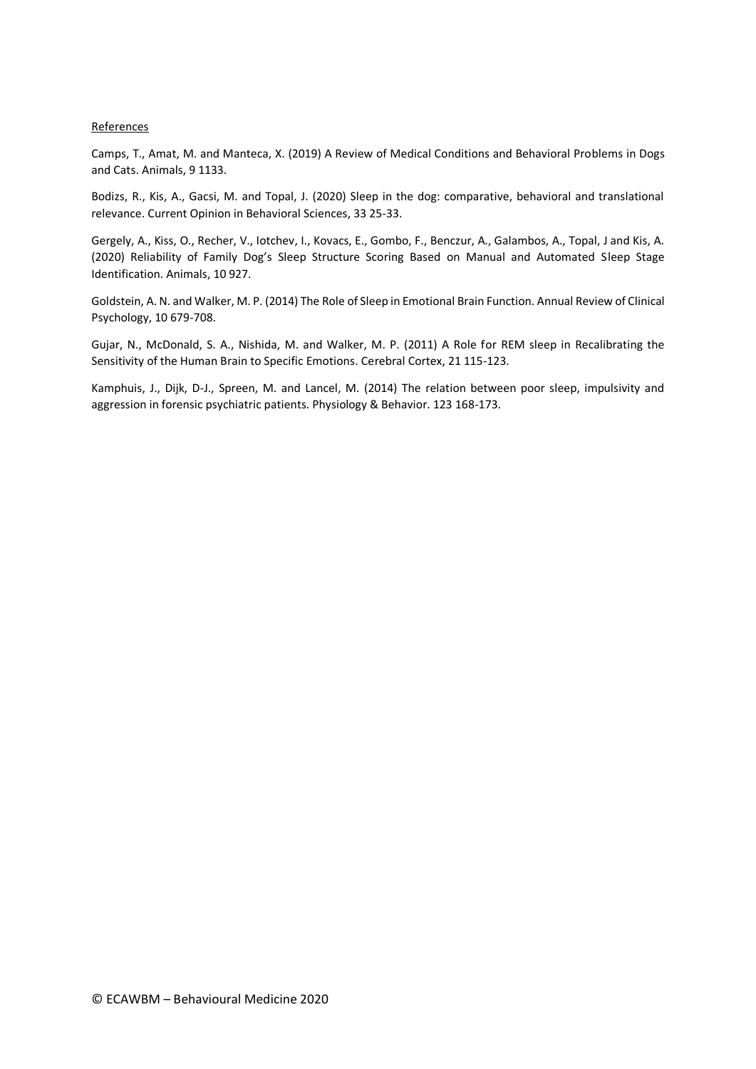References

Camps, T., Amat, M. and Manteca, X. (2019) A Review of Medical Conditions and Behavioral Problems in Dogs and Cats. Animals, 9 1133.

Bodizs, R., Kis, A., Gacsi, M. and Topal, J. (2020) Sleep in the dog: comparative, behavioral and translational relevance. Current Opinion in Behavioral Sciences, 33 25-33.

Gergely, A., Kiss, O., Recher, V., Iotchev, I., Kovacs, E., Gombo, F., Benczur, A., Galambos, A., Topal, J and Kis, A. (2020) Reliability of Family Dog's Sleep Structure Scoring Based on Manual and Automated Sleep Stage Identification. Animals, 10 927.

Goldstein, A. N. and Walker, M. P. (2014) The Role of Sleep in Emotional Brain Function. Annual Review of Clinical Psychology, 10 679-708.

Gujar, N., McDonald, S. A., Nishida, M. and Walker, M. P. (2011) A Role for REM sleep in Recalibrating the Sensitivity of the Human Brain to Specific Emotions. Cerebral Cortex, 21 115-123.

Kamphuis, J., Dijk, D-J., Spreen, M. and Lancel, M. (2014) The relation between poor sleep, impulsivity and aggression in forensic psychiatric patients. Physiology & Behavior. 123 168-173.

© ECAWBM – Behavioural Medicine 2020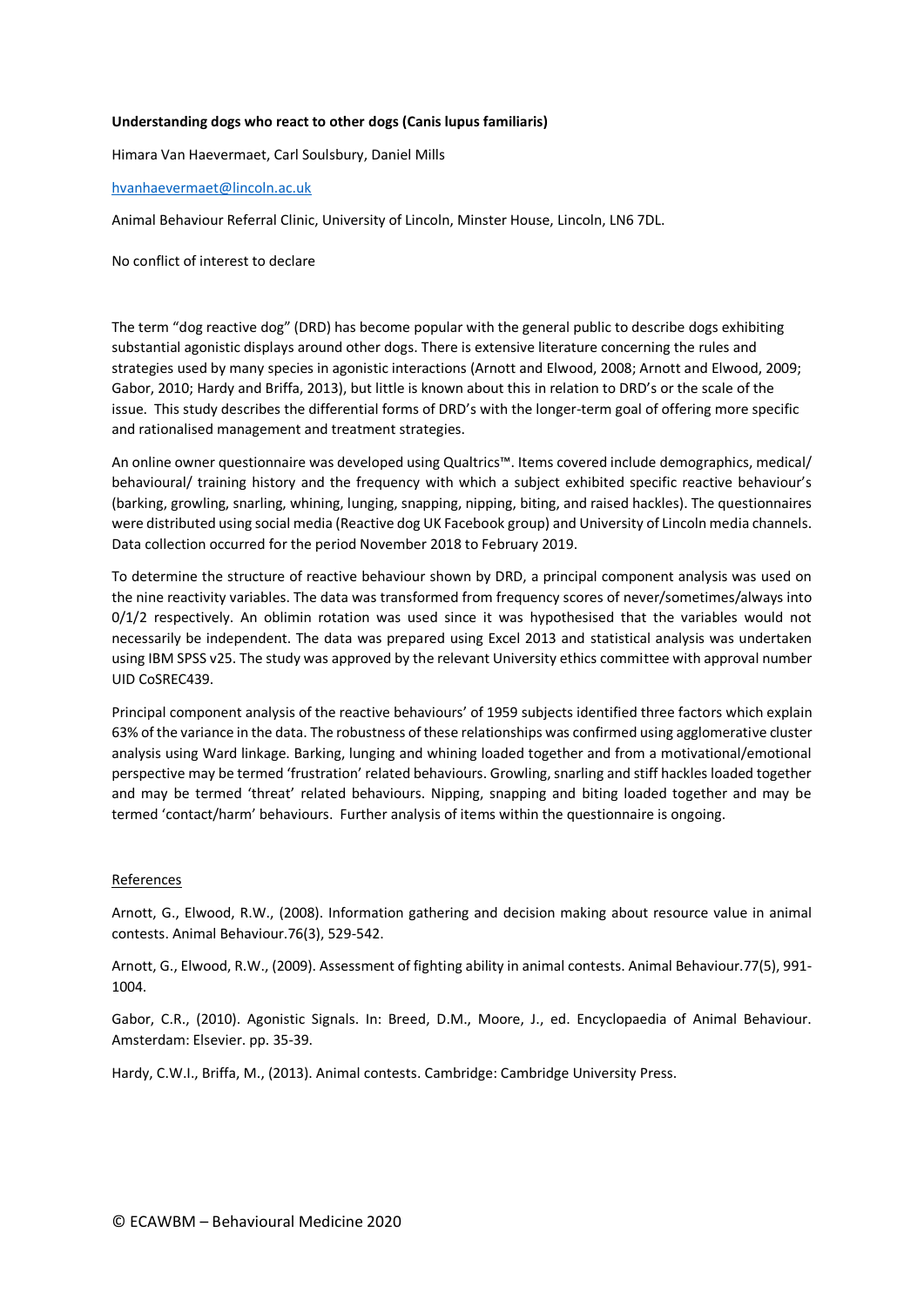**Understanding dogs who react to other dogs (Canis lupus familiaris)**

Himara Van Haevermaet, Carl Soulsbury, Daniel Mills

hvanhaevermaet@lincoln.ac.uk

Animal Behaviour Referral Clinic, University of Lincoln, Minster House, Lincoln, LN6 7DL.

No conflict of interest to declare

The term "dog reactive dog" (DRD) has become popular with the general public to describe dogs exhibiting substantial agonistic displays around other dogs. There is extensive literature concerning the rules and strategies used by many species in agonistic interactions (Arnott and Elwood, 2008; Arnott and Elwood, 2009; Gabor, 2010; Hardy and Briffa, 2013), but little is known about this in relation to DRD's or the scale of the issue. This study describes the differential forms of DRD's with the longer-term goal of offering more specific and rationalised management and treatment strategies.

An online owner questionnaire was developed using Qualtrics™. Items covered include demographics, medical/ behavioural/ training history and the frequency with which a subject exhibited specific reactive behaviour's (barking, growling, snarling, whining, lunging, snapping, nipping, biting, and raised hackles). The questionnaires were distributed using social media (Reactive dog UK Facebook group) and University of Lincoln media channels. Data collection occurred for the period November 2018 to February 2019.

To determine the structure of reactive behaviour shown by DRD, a principal component analysis was used on the nine reactivity variables. The data was transformed from frequency scores of never/sometimes/always into 0/1/2 respectively. An oblimin rotation was used since it was hypothesised that the variables would not necessarily be independent. The data was prepared using Excel 2013 and statistical analysis was undertaken using IBM SPSS v25. The study was approved by the relevant University ethics committee with approval number UID CoSREC439.

Principal component analysis of the reactive behaviours' of 1959 subjects identified three factors which explain 63% of the variance in the data. The robustness of these relationships was confirmed using agglomerative cluster analysis using Ward linkage. Barking, lunging and whining loaded together and from a motivational/emotional perspective may be termed 'frustration' related behaviours. Growling, snarling and stiff hackles loaded together and may be termed 'threat' related behaviours. Nipping, snapping and biting loaded together and may be termed 'contact/harm' behaviours. Further analysis of items within the questionnaire is ongoing.

References

Arnott, G., Elwood, R.W., (2008). Information gathering and decision making about resource value in animal contests. Animal Behaviour.76(3), 529-542.

Arnott, G., Elwood, R.W., (2009). Assessment of fighting ability in animal contests. Animal Behaviour.77(5), 991-1004.

Gabor, C.R., (2010). Agonistic Signals. In: Breed, D.M., Moore, J., ed. Encyclopaedia of Animal Behaviour. Amsterdam: Elsevier. pp. 35-39.

Hardy, C.W.I., Briffa, M., (2013). Animal contests. Cambridge: Cambridge University Press.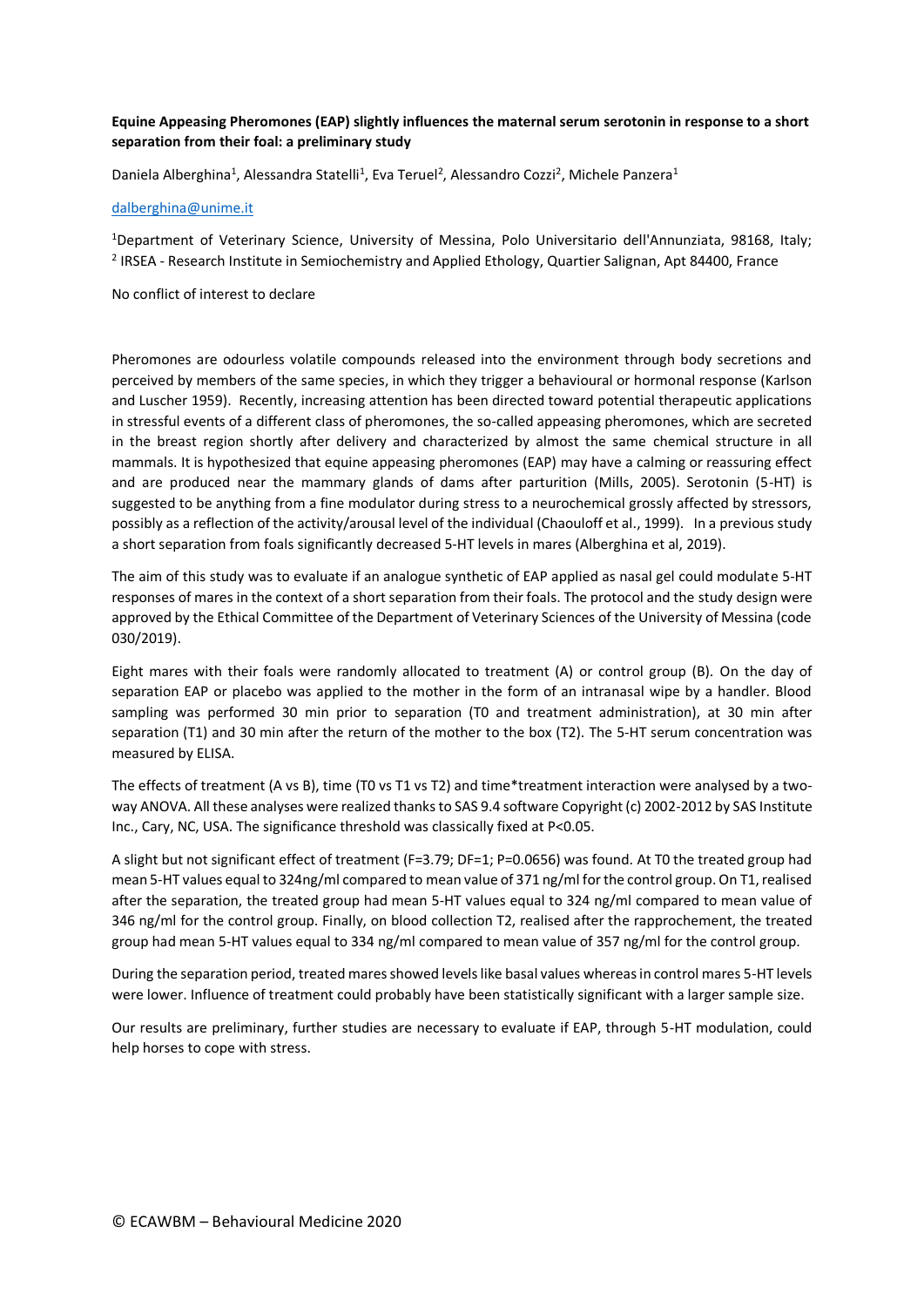**Equine Appeasing Pheromones (EAP) slightly influences the maternal serum serotonin in response to a short separation from their foal: a preliminary study**

Daniela Alberghina[1], Alessandra Statelli[1], Eva Teruel[2], Alessandro Cozzi[2], Michele Panzera[1]

dalberghina@unime.it

[1]Department of Veterinary Science, University of Messina, Polo Universitario dell'Annunziata, 98168, Italy; [2] IRSEA - Research Institute in Semiochemistry and Applied Ethology, Quartier Salignan, Apt 84400, France

No conflict of interest to declare

Pheromones are odourless volatile compounds released into the environment through body secretions and perceived by members of the same species, in which they trigger a behavioural or hormonal response (Karlson and Luscher 1959). Recently, increasing attention has been directed toward potential therapeutic applications in stressful events of a different class of pheromones, the so-called appeasing pheromones, which are secreted in the breast region shortly after delivery and characterized by almost the same chemical structure in all mammals. It is hypothesized that equine appeasing pheromones (EAP) may have a calming or reassuring effect and are produced near the mammary glands of dams after parturition (Mills, 2005). Serotonin (5-HT) is suggested to be anything from a fine modulator during stress to a neurochemical grossly affected by stressors, possibly as a reflection of the activity/arousal level of the individual (Chaouloff et al., 1999). In a previous study a short separation from foals significantly decreased 5-HT levels in mares (Alberghina et al, 2019).

The aim of this study was to evaluate if an analogue synthetic of EAP applied as nasal gel could modulate 5-HT responses of mares in the context of a short separation from their foals. The protocol and the study design were approved by the Ethical Committee of the Department of Veterinary Sciences of the University of Messina (code 030/2019).

Eight mares with their foals were randomly allocated to treatment (A) or control group (B). On the day of separation EAP or placebo was applied to the mother in the form of an intranasal wipe by a handler. Blood sampling was performed 30 min prior to separation (T0 and treatment administration), at 30 min after separation (T1) and 30 min after the return of the mother to the box (T2). The 5-HT serum concentration was measured by ELISA.

The effects of treatment (A vs B), time (T0 vs T1 vs T2) and time*treatment interaction were analysed by a two-way ANOVA. All these analyses were realized thanks to SAS 9.4 software Copyright (c) 2002-2012 by SAS Institute Inc., Cary, NC, USA. The significance threshold was classically fixed at $P<0.05$.

A slight but not significant effect of treatment ($F=3.79$; $DF=1$; $P=0.0656$) was found. At T0 the treated group had mean 5-HT values equal to 324ng/ml compared to mean value of 371 ng/ml for the control group. On T1, realised after the separation, the treated group had mean 5-HT values equal to 324 ng/ml compared to mean value of 346 ng/ml for the control group. Finally, on blood collection T2, realised after the rapprochement, the treated group had mean 5-HT values equal to 334 ng/ml compared to mean value of 357 ng/ml for the control group.

During the separation period, treated mares showed levels like basal values whereas in control mares 5-HT levels were lower. Influence of treatment could probably have been statistically significant with a larger sample size.

Our results are preliminary, further studies are necessary to evaluate if EAP, through 5-HT modulation, could help horses to cope with stress.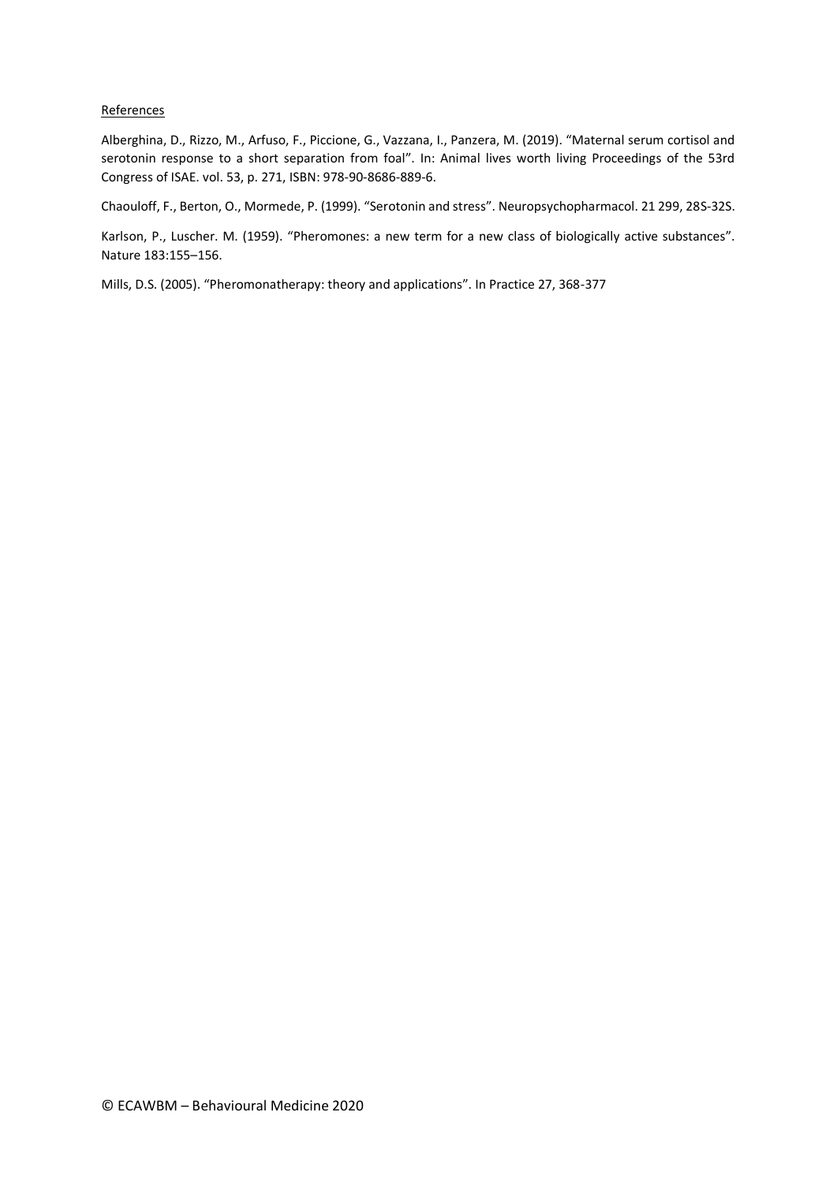References

Alberghina, D., Rizzo, M., Arfuso, F., Piccione, G., Vazzana, I., Panzera, M. (2019). “Maternal serum cortisol and serotonin response to a short separation from foal”. In: Animal lives worth living Proceedings of the 53rd Congress of ISAE. vol. 53, p. 271, ISBN: 978-90-8686-889-6.

Chaouloff, F., Berton, O., Mormede, P. (1999). “Serotonin and stress”. Neuropsychopharmacol. 21 299, 28S-32S.

Karlson, P., Luscher. M. (1959). “Pheromones: a new term for a new class of biologically active substances”. Nature 183:155–156.

Mills, D.S. (2005). “Pheromonatherapy: theory and applications”. In Practice 27, 368-377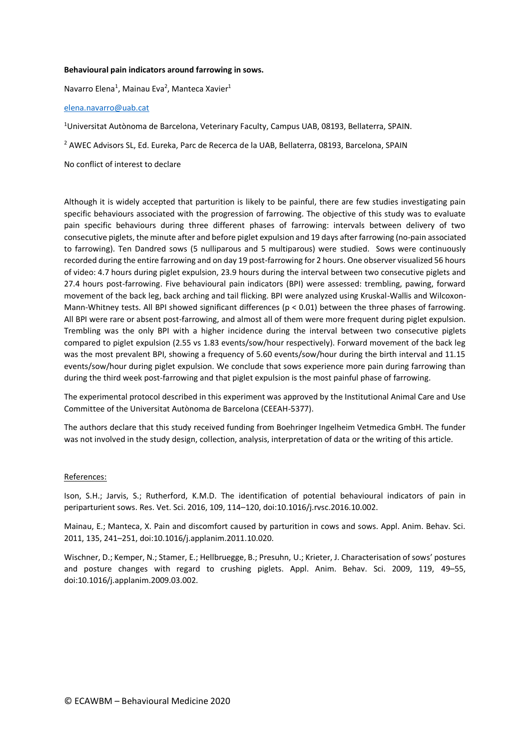**Behavioural pain indicators around farrowing in sows.**

Navarro Elena[1], Mainau Eva[2], Manteca Xavier[1]

elena.navarro@uab.cat

[1]Universitat Autònoma de Barcelona, Veterinary Faculty, Campus UAB, 08193, Bellaterra, SPAIN.

[2] AWEC Advisors SL, Ed. Eureka, Parc de Recerca de la UAB, Bellaterra, 08193, Barcelona, SPAIN

No conflict of interest to declare

Although it is widely accepted that parturition is likely to be painful, there are few studies investigating pain specific behaviours associated with the progression of farrowing. The objective of this study was to evaluate pain specific behaviours during three different phases of farrowing: intervals between delivery of two consecutive piglets, the minute after and before piglet expulsion and 19 days after farrowing (no-pain associated to farrowing). Ten Dandred sows (5 nulliparous and 5 multiparous) were studied. Sows were continuously recorded during the entire farrowing and on day 19 post-farrowing for 2 hours. One observer visualized 56 hours of video: 4.7 hours during piglet expulsion, 23.9 hours during the interval between two consecutive piglets and 27.4 hours post-farrowing. Five behavioural pain indicators (BPI) were assessed: trembling, pawing, forward movement of the back leg, back arching and tail flicking. BPI were analyzed using Kruskal-Wallis and Wilcoxon-Mann-Whitney tests. All BPI showed significant differences ($p < 0.01$) between the three phases of farrowing. All BPI were rare or absent post-farrowing, and almost all of them were more frequent during piglet expulsion. Trembling was the only BPI with a higher incidence during the interval between two consecutive piglets compared to piglet expulsion (2.55 vs 1.83 events/sow/hour respectively). Forward movement of the back leg was the most prevalent BPI, showing a frequency of 5.60 events/sow/hour during the birth interval and 11.15 events/sow/hour during piglet expulsion. We conclude that sows experience more pain during farrowing than during the third week post-farrowing and that piglet expulsion is the most painful phase of farrowing.

The experimental protocol described in this experiment was approved by the Institutional Animal Care and Use Committee of the Universitat Autònoma de Barcelona (CEEAH-5377).

The authors declare that this study received funding from Boehringer Ingelheim Vetmedica GmbH. The funder was not involved in the study design, collection, analysis, interpretation of data or the writing of this article.

References:

Ison, S.H.; Jarvis, S.; Rutherford, K.M.D. The identification of potential behavioural indicators of pain in periparturient sows. Res. Vet. Sci. 2016, 109, 114–120, doi:10.1016/j.rvsc.2016.10.002.

Mainau, E.; Manteca, X. Pain and discomfort caused by parturition in cows and sows. Appl. Anim. Behav. Sci. 2011, 135, 241–251, doi:10.1016/j.applanim.2011.10.020.

Wischner, D.; Kemper, N.; Stamer, E.; Hellbruegge, B.; Presuhn, U.; Krieter, J. Characterisation of sows' postures and posture changes with regard to crushing piglets. Appl. Anim. Behav. Sci. 2009, 119, 49–55, doi:10.1016/j.applanim.2009.03.002.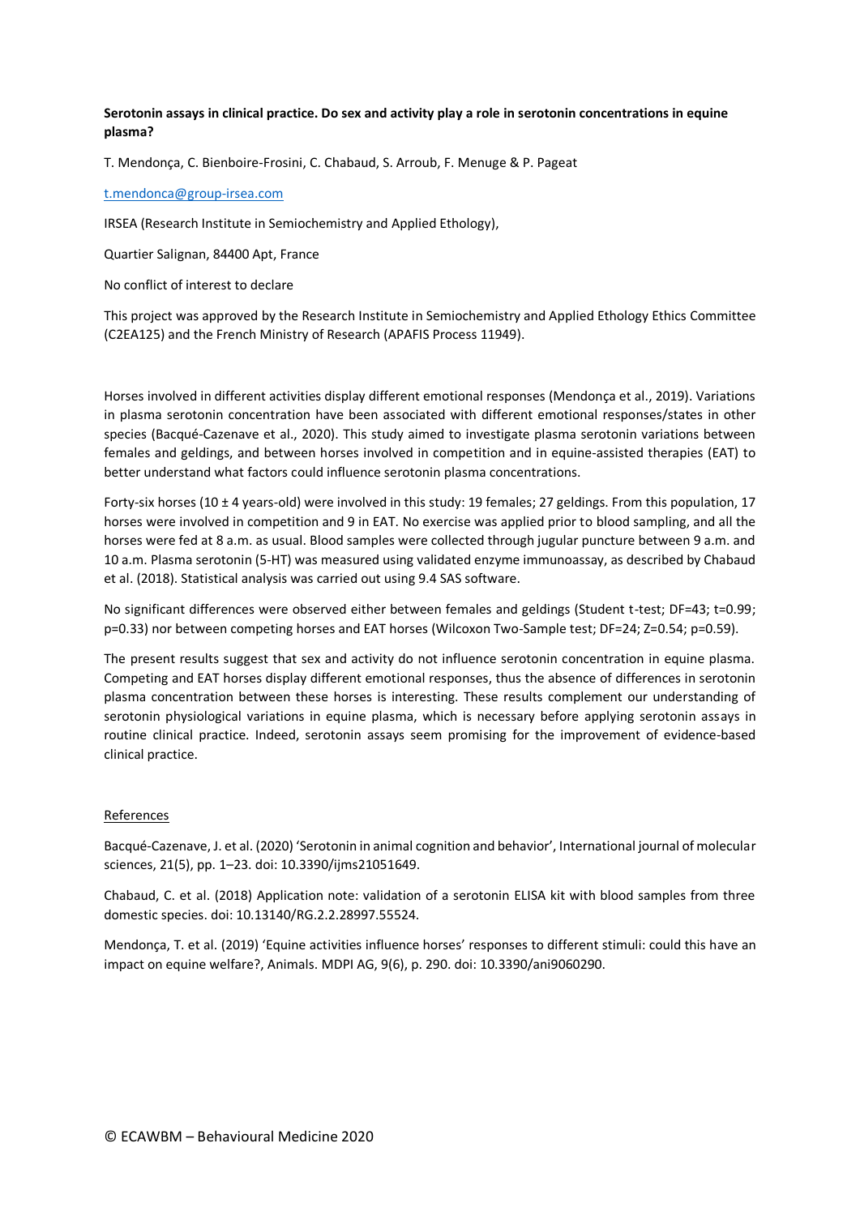**Serotonin assays in clinical practice. Do sex and activity play a role in serotonin concentrations in equine plasma?**

T. Mendonça, C. Bienboire-Frosini, C. Chabaud, S. Arroub, F. Menuge & P. Pageat

t.mendonca@group-irsea.com

IRSEA (Research Institute in Semiochemistry and Applied Ethology),

Quartier Salignan, 84400 Apt, France

No conflict of interest to declare

This project was approved by the Research Institute in Semiochemistry and Applied Ethology Ethics Committee (C2EA125) and the French Ministry of Research (APAFIS Process 11949).

Horses involved in different activities display different emotional responses (Mendonça et al., 2019). Variations in plasma serotonin concentration have been associated with different emotional responses/states in other species (Bacqué-Cazenave et al., 2020). This study aimed to investigate plasma serotonin variations between females and geldings, and between horses involved in competition and in equine-assisted therapies (EAT) to better understand what factors could influence serotonin plasma concentrations.

Forty-six horses (10 ± 4 years-old) were involved in this study: 19 females; 27 geldings. From this population, 17 horses were involved in competition and 9 in EAT. No exercise was applied prior to blood sampling, and all the horses were fed at 8 a.m. as usual. Blood samples were collected through jugular puncture between 9 a.m. and 10 a.m. Plasma serotonin (5-HT) was measured using validated enzyme immunoassay, as described by Chabaud et al. (2018). Statistical analysis was carried out using 9.4 SAS software.

No significant differences were observed either between females and geldings (Student t-test; DF=43; t=0.99; p=0.33) nor between competing horses and EAT horses (Wilcoxon Two-Sample test; DF=24; Z=0.54; p=0.59).

The present results suggest that sex and activity do not influence serotonin concentration in equine plasma. Competing and EAT horses display different emotional responses, thus the absence of differences in serotonin plasma concentration between these horses is interesting. These results complement our understanding of serotonin physiological variations in equine plasma, which is necessary before applying serotonin assays in routine clinical practice. Indeed, serotonin assays seem promising for the improvement of evidence-based clinical practice.

References

Bacqué-Cazenave, J. et al. (2020) 'Serotonin in animal cognition and behavior', International journal of molecular sciences, 21(5), pp. 1–23. doi: 10.3390/ijms21051649.

Chabaud, C. et al. (2018) Application note: validation of a serotonin ELISA kit with blood samples from three domestic species. doi: 10.13140/RG.2.2.28997.55524.

Mendonça, T. et al. (2019) 'Equine activities influence horses' responses to different stimuli: could this have an impact on equine welfare?, Animals. MDPI AG, 9(6), p. 290. doi: 10.3390/ani9060290.

© ECAWBM – Behavioural Medicine 2020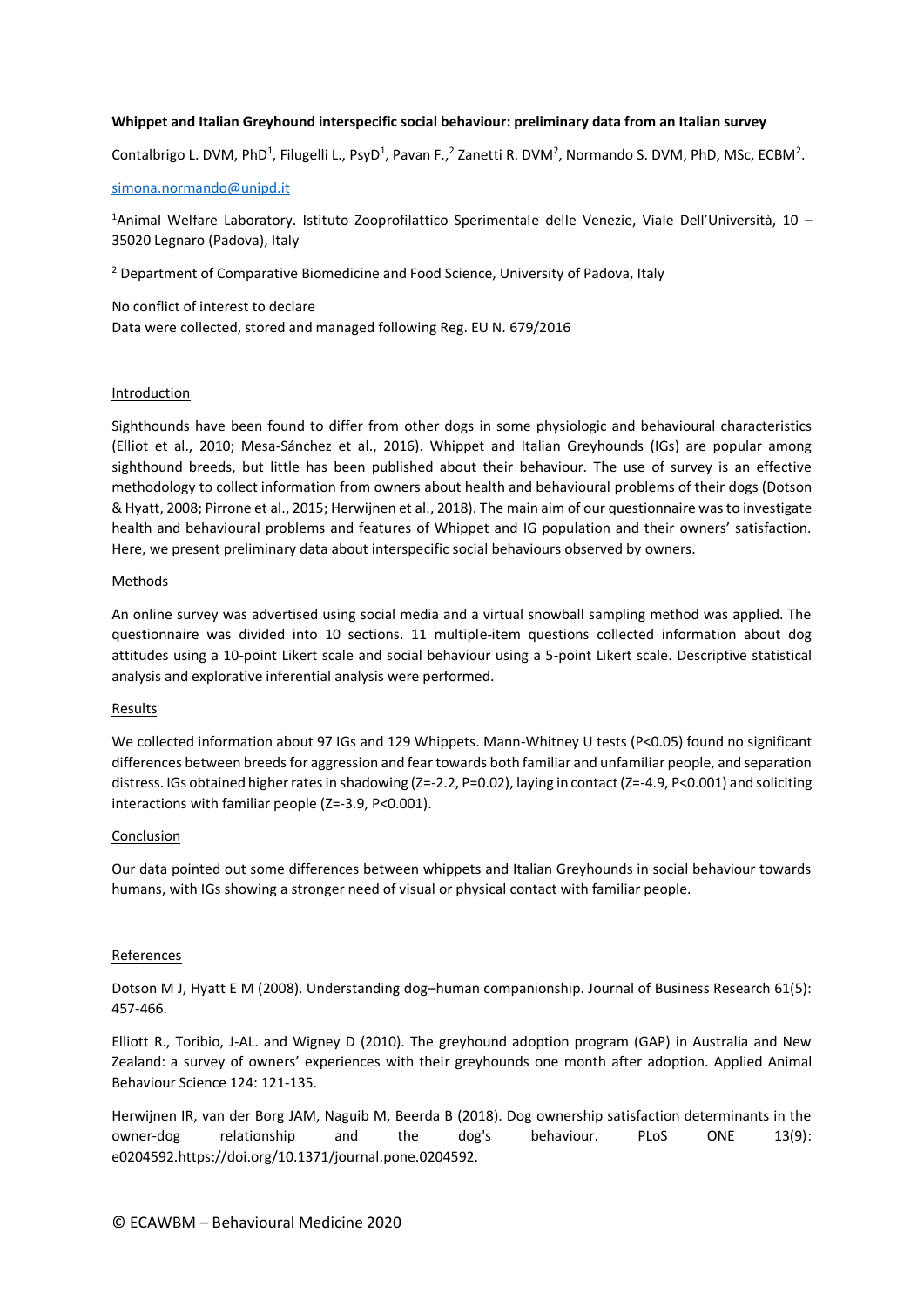**Whippet and Italian Greyhound interspecific social behaviour: preliminary data from an Italian survey**

Contalbrigo L. DVM, PhD[1], Filugelli L., PsyD[1], Pavan F.,[2] Zanetti R. DVM[2], Normando S. DVM, PhD, MSc, ECBM[2].

simona.normando@unipd.it

[1]Animal Welfare Laboratory. Istituto Zooprofilattico Sperimentale delle Venezie, Viale Dell'Università, 10 – 35020 Legnaro (Padova), Italy

[2] Department of Comparative Biomedicine and Food Science, University of Padova, Italy

No conflict of interest to declare
Data were collected, stored and managed following Reg. EU N. 679/2016

## Introduction

Sighthounds have been found to differ from other dogs in some physiologic and behavioural characteristics (Elliot et al., 2010; Mesa-Sánchez et al., 2016). Whippet and Italian Greyhounds (IGs) are popular among sighthound breeds, but little has been published about their behaviour. The use of survey is an effective methodology to collect information from owners about health and behavioural problems of their dogs (Dotson & Hyatt, 2008; Pirrone et al., 2015; Herwijnen et al., 2018). The main aim of our questionnaire was to investigate health and behavioural problems and features of Whippet and IG population and their owners' satisfaction. Here, we present preliminary data about interspecific social behaviours observed by owners.

## Methods

An online survey was advertised using social media and a virtual snowball sampling method was applied. The questionnaire was divided into 10 sections. 11 multiple-item questions collected information about dog attitudes using a 10-point Likert scale and social behaviour using a 5-point Likert scale. Descriptive statistical analysis and explorative inferential analysis were performed.

## Results

We collected information about 97 IGs and 129 Whippets. Mann-Whitney U tests ($P<0.05$) found no significant differences between breeds for aggression and fear towards both familiar and unfamiliar people, and separation distress. IGs obtained higher rates in shadowing ($Z=-2.2$, $P=0.02$), laying in contact ($Z=-4.9$, $P<0.001$) and soliciting interactions with familiar people ($Z=-3.9$, $P<0.001$).

## Conclusion

Our data pointed out some differences between whippets and Italian Greyhounds in social behaviour towards humans, with IGs showing a stronger need of visual or physical contact with familiar people.

## References

Dotson M J, Hyatt E M (2008). Understanding dog–human companionship. Journal of Business Research 61(5): 457-466.

Elliott R., Toribio, J-AL. and Wigney D (2010). The greyhound adoption program (GAP) in Australia and New Zealand: a survey of owners' experiences with their greyhounds one month after adoption. Applied Animal Behaviour Science 124: 121-135.

Herwijnen IR, van der Borg JAM, Naguib M, Beerda B (2018). Dog ownership satisfaction determinants in the owner-dog relationship and the dog's behaviour. PLoS ONE 13(9): e0204592.https://doi.org/10.1371/journal.pone.0204592.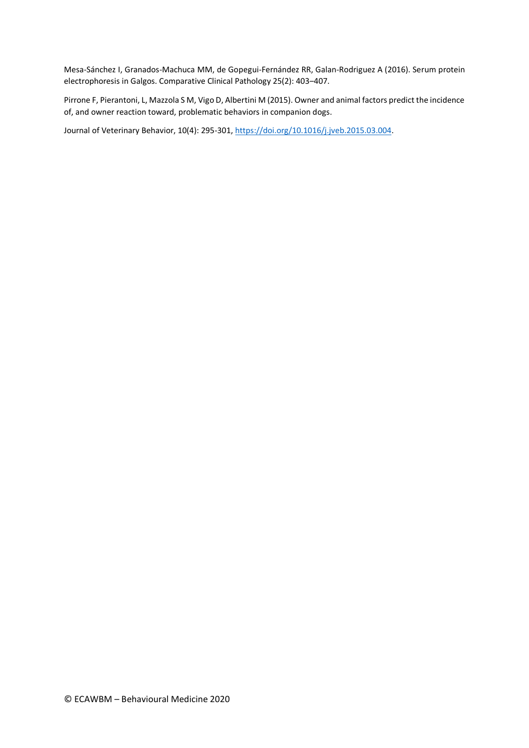Mesa-Sánchez I, Granados-Machuca MM, de Gopegui-Fernández RR, Galan-Rodriguez A (2016). Serum protein electrophoresis in Galgos. Comparative Clinical Pathology 25(2): 403–407.

Pirrone F, Pierantoni, L, Mazzola S M, Vigo D, Albertini M (2015). Owner and animal factors predict the incidence of, and owner reaction toward, problematic behaviors in companion dogs.

Journal of Veterinary Behavior, 10(4): 295-301, https://doi.org/10.1016/j.jveb.2015.03.004.

© ECAWBM – Behavioural Medicine 2020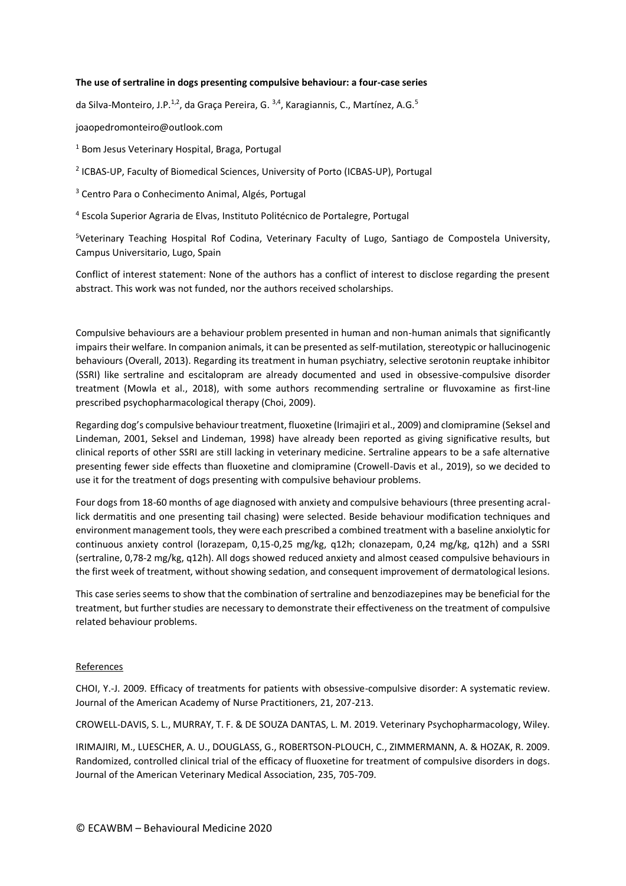**The use of sertraline in dogs presenting compulsive behaviour: a four-case series**

da Silva-Monteiro, J.P.[1,2], da Graça Pereira, G. [3,4], Karagiannis, C., Martínez, A.G.[5]

joaopedromonteiro@outlook.com

[1] Bom Jesus Veterinary Hospital, Braga, Portugal

[2] ICBAS-UP, Faculty of Biomedical Sciences, University of Porto (ICBAS-UP), Portugal

[3] Centro Para o Conhecimento Animal, Algés, Portugal

[4] Escola Superior Agraria de Elvas, Instituto Politécnico de Portalegre, Portugal

[5]Veterinary Teaching Hospital Rof Codina, Veterinary Faculty of Lugo, Santiago de Compostela University, Campus Universitario, Lugo, Spain

Conflict of interest statement: None of the authors has a conflict of interest to disclose regarding the present abstract. This work was not funded, nor the authors received scholarships.

Compulsive behaviours are a behaviour problem presented in human and non-human animals that significantly impairs their welfare. In companion animals, it can be presented as self-mutilation, stereotypic or hallucinogenic behaviours (Overall, 2013). Regarding its treatment in human psychiatry, selective serotonin reuptake inhibitor (SSRI) like sertraline and escitalopram are already documented and used in obsessive-compulsive disorder treatment (Mowla et al., 2018), with some authors recommending sertraline or fluvoxamine as first-line prescribed psychopharmacological therapy (Choi, 2009).

Regarding dog's compulsive behaviour treatment, fluoxetine (Irimajiri et al., 2009) and clomipramine (Seksel and Lindeman, 2001, Seksel and Lindeman, 1998) have already been reported as giving significative results, but clinical reports of other SSRI are still lacking in veterinary medicine. Sertraline appears to be a safe alternative presenting fewer side effects than fluoxetine and clomipramine (Crowell-Davis et al., 2019), so we decided to use it for the treatment of dogs presenting with compulsive behaviour problems.

Four dogs from 18-60 months of age diagnosed with anxiety and compulsive behaviours (three presenting acral-lick dermatitis and one presenting tail chasing) were selected. Beside behaviour modification techniques and environment management tools, they were each prescribed a combined treatment with a baseline anxiolytic for continuous anxiety control (lorazepam, 0,15-0,25 mg/kg, q12h; clonazepam, 0,24 mg/kg, q12h) and a SSRI (sertraline, 0,78-2 mg/kg, q12h). All dogs showed reduced anxiety and almost ceased compulsive behaviours in the first week of treatment, without showing sedation, and consequent improvement of dermatological lesions.

This case series seems to show that the combination of sertraline and benzodiazepines may be beneficial for the treatment, but further studies are necessary to demonstrate their effectiveness on the treatment of compulsive related behaviour problems.

References

CHOI, Y.-J. 2009. Efficacy of treatments for patients with obsessive-compulsive disorder: A systematic review. Journal of the American Academy of Nurse Practitioners, 21, 207-213.

CROWELL-DAVIS, S. L., MURRAY, T. F. & DE SOUZA DANTAS, L. M. 2019. Veterinary Psychopharmacology, Wiley.

IRIMAJIRI, M., LUESCHER, A. U., DOUGLASS, G., ROBERTSON-PLOUCH, C., ZIMMERMANN, A. & HOZAK, R. 2009. Randomized, controlled clinical trial of the efficacy of fluoxetine for treatment of compulsive disorders in dogs. Journal of the American Veterinary Medical Association, 235, 705-709.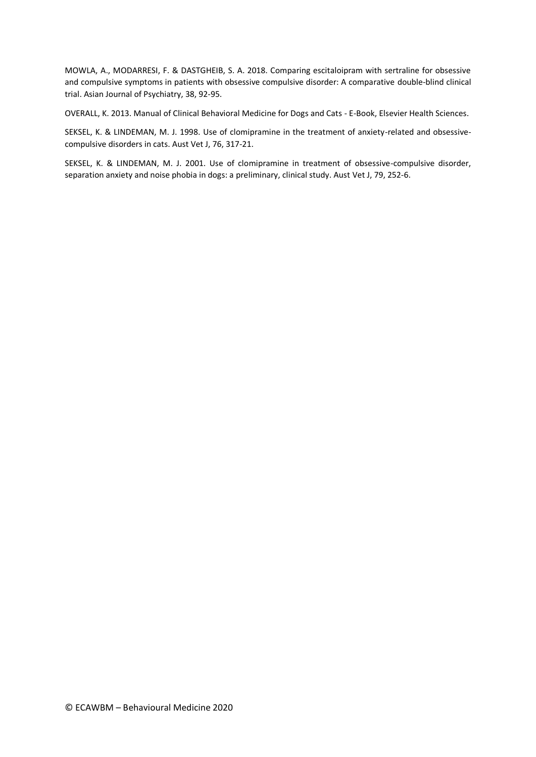MOWLA, A., MODARRESI, F. & DASTGHEIB, S. A. 2018. Comparing escitaloipram with sertraline for obsessive and compulsive symptoms in patients with obsessive compulsive disorder: A comparative double-blind clinical trial. Asian Journal of Psychiatry, 38, 92-95.

OVERALL, K. 2013. Manual of Clinical Behavioral Medicine for Dogs and Cats - E-Book, Elsevier Health Sciences.

SEKSEL, K. & LINDEMAN, M. J. 1998. Use of clomipramine in the treatment of anxiety-related and obsessive-compulsive disorders in cats. Aust Vet J, 76, 317-21.

SEKSEL, K. & LINDEMAN, M. J. 2001. Use of clomipramine in treatment of obsessive-compulsive disorder, separation anxiety and noise phobia in dogs: a preliminary, clinical study. Aust Vet J, 79, 252-6.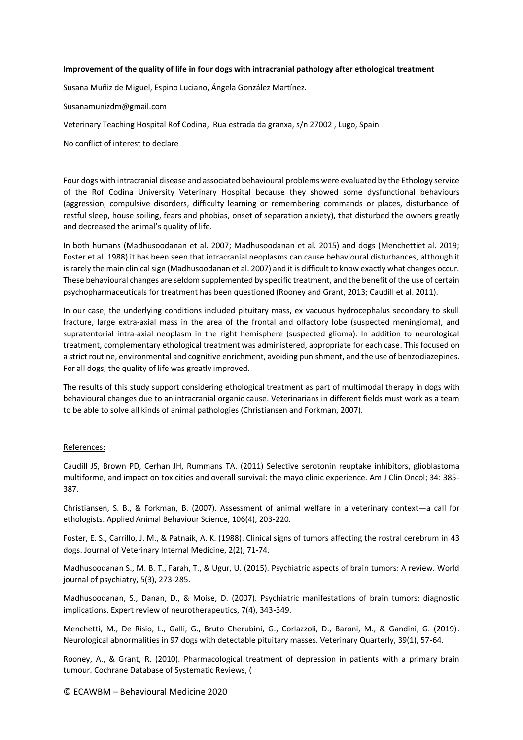**Improvement of the quality of life in four dogs with intracranial pathology after ethological treatment**

Susana Muñiz de Miguel, Espino Luciano, Ángela González Martínez.

Susanamunizdm@gmail.com

Veterinary Teaching Hospital Rof Codina, Rua estrada da granxa, s/n 27002 , Lugo, Spain

No conflict of interest to declare

Four dogs with intracranial disease and associated behavioural problems were evaluated by the Ethology service of the Rof Codina University Veterinary Hospital because they showed some dysfunctional behaviours (aggression, compulsive disorders, difficulty learning or remembering commands or places, disturbance of restful sleep, house soiling, fears and phobias, onset of separation anxiety), that disturbed the owners greatly and decreased the animal's quality of life.

In both humans (Madhusoodanan et al. 2007; Madhusoodanan et al. 2015) and dogs (Menchettiet al. 2019; Foster et al. 1988) it has been seen that intracranial neoplasms can cause behavioural disturbances, although it is rarely the main clinical sign (Madhusoodanan et al. 2007) and it is difficult to know exactly what changes occur. These behavioural changes are seldom supplemented by specific treatment, and the benefit of the use of certain psychopharmaceuticals for treatment has been questioned (Rooney and Grant, 2013; Caudill et al. 2011).

In our case, the underlying conditions included pituitary mass, ex vacuous hydrocephalus secondary to skull fracture, large extra-axial mass in the area of the frontal and olfactory lobe (suspected meningioma), and supratentorial intra-axial neoplasm in the right hemisphere (suspected glioma). In addition to neurological treatment, complementary ethological treatment was administered, appropriate for each case. This focused on a strict routine, environmental and cognitive enrichment, avoiding punishment, and the use of benzodiazepines. For all dogs, the quality of life was greatly improved.

The results of this study support considering ethological treatment as part of multimodal therapy in dogs with behavioural changes due to an intracranial organic cause. Veterinarians in different fields must work as a team to be able to solve all kinds of animal pathologies (Christiansen and Forkman, 2007).

References:

Caudill JS, Brown PD, Cerhan JH, Rummans TA. (2011) Selective serotonin reuptake inhibitors, glioblastoma multiforme, and impact on toxicities and overall survival: the mayo clinic experience. Am J Clin Oncol; 34: 385-387.

Christiansen, S. B., & Forkman, B. (2007). Assessment of animal welfare in a veterinary context—a call for ethologists. Applied Animal Behaviour Science, 106(4), 203-220.

Foster, E. S., Carrillo, J. M., & Patnaik, A. K. (1988). Clinical signs of tumors affecting the rostral cerebrum in 43 dogs. Journal of Veterinary Internal Medicine, 2(2), 71-74.

Madhusoodanan S., M. B. T., Farah, T., & Ugur, U. (2015). Psychiatric aspects of brain tumors: A review. World journal of psychiatry, 5(3), 273-285.

Madhusoodanan, S., Danan, D., & Moise, D. (2007). Psychiatric manifestations of brain tumors: diagnostic implications. Expert review of neurotherapeutics, 7(4), 343-349.

Menchetti, M., De Risio, L., Galli, G., Bruto Cherubini, G., Corlazzoli, D., Baroni, M., & Gandini, G. (2019). Neurological abnormalities in 97 dogs with detectable pituitary masses. Veterinary Quarterly, 39(1), 57-64.

Rooney, A., & Grant, R. (2010). Pharmacological treatment of depression in patients with a primary brain tumour. Cochrane Database of Systematic Reviews, (

© ECAWBM – Behavioural Medicine 2020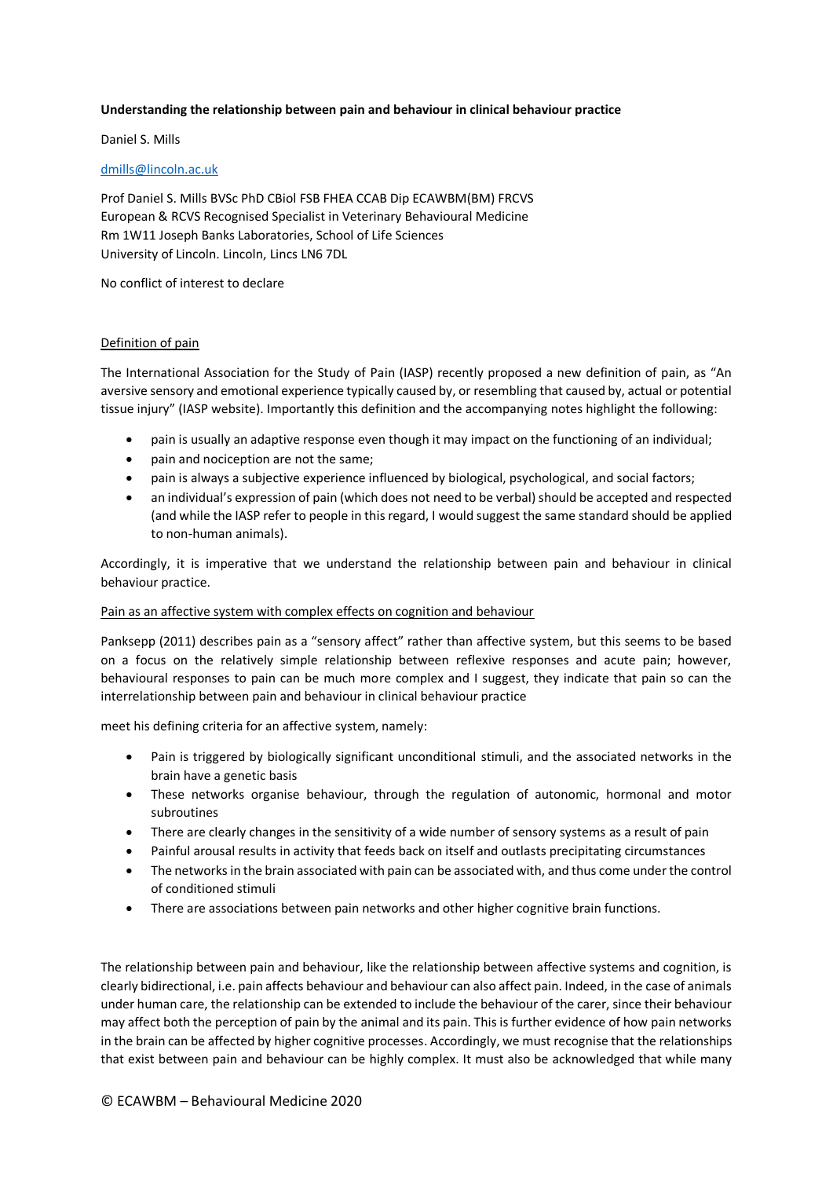**Understanding the relationship between pain and behaviour in clinical behaviour practice**

Daniel S. Mills

dmills@lincoln.ac.uk

Prof Daniel S. Mills BVSc PhD CBiol FSB FHEA CCAB Dip ECAWBM(BM) FRCVS
European & RCVS Recognised Specialist in Veterinary Behavioural Medicine
Rm 1W11 Joseph Banks Laboratories, School of Life Sciences
University of Lincoln. Lincoln, Lincs LN6 7DL

No conflict of interest to declare

Definition of pain

The International Association for the Study of Pain (IASP) recently proposed a new definition of pain, as "An aversive sensory and emotional experience typically caused by, or resembling that caused by, actual or potential tissue injury" (IASP website). Importantly this definition and the accompanying notes highlight the following:

- pain is usually an adaptive response even though it may impact on the functioning of an individual;
- pain and nociception are not the same;
- pain is always a subjective experience influenced by biological, psychological, and social factors;
- an individual's expression of pain (which does not need to be verbal) should be accepted and respected (and while the IASP refer to people in this regard, I would suggest the same standard should be applied to non-human animals).

Accordingly, it is imperative that we understand the relationship between pain and behaviour in clinical behaviour practice.

Pain as an affective system with complex effects on cognition and behaviour

Panksepp (2011) describes pain as a "sensory affect" rather than affective system, but this seems to be based on a focus on the relatively simple relationship between reflexive responses and acute pain; however, behavioural responses to pain can be much more complex and I suggest, they indicate that pain so can the interrelationship between pain and behaviour in clinical behaviour practice

meet his defining criteria for an affective system, namely:

- Pain is triggered by biologically significant unconditional stimuli, and the associated networks in the brain have a genetic basis
- These networks organise behaviour, through the regulation of autonomic, hormonal and motor subroutines
- There are clearly changes in the sensitivity of a wide number of sensory systems as a result of pain
- Painful arousal results in activity that feeds back on itself and outlasts precipitating circumstances
- The networks in the brain associated with pain can be associated with, and thus come under the control of conditioned stimuli
- There are associations between pain networks and other higher cognitive brain functions.

The relationship between pain and behaviour, like the relationship between affective systems and cognition, is clearly bidirectional, i.e. pain affects behaviour and behaviour can also affect pain. Indeed, in the case of animals under human care, the relationship can be extended to include the behaviour of the carer, since their behaviour may affect both the perception of pain by the animal and its pain. This is further evidence of how pain networks in the brain can be affected by higher cognitive processes. Accordingly, we must recognise that the relationships that exist between pain and behaviour can be highly complex. It must also be acknowledged that while many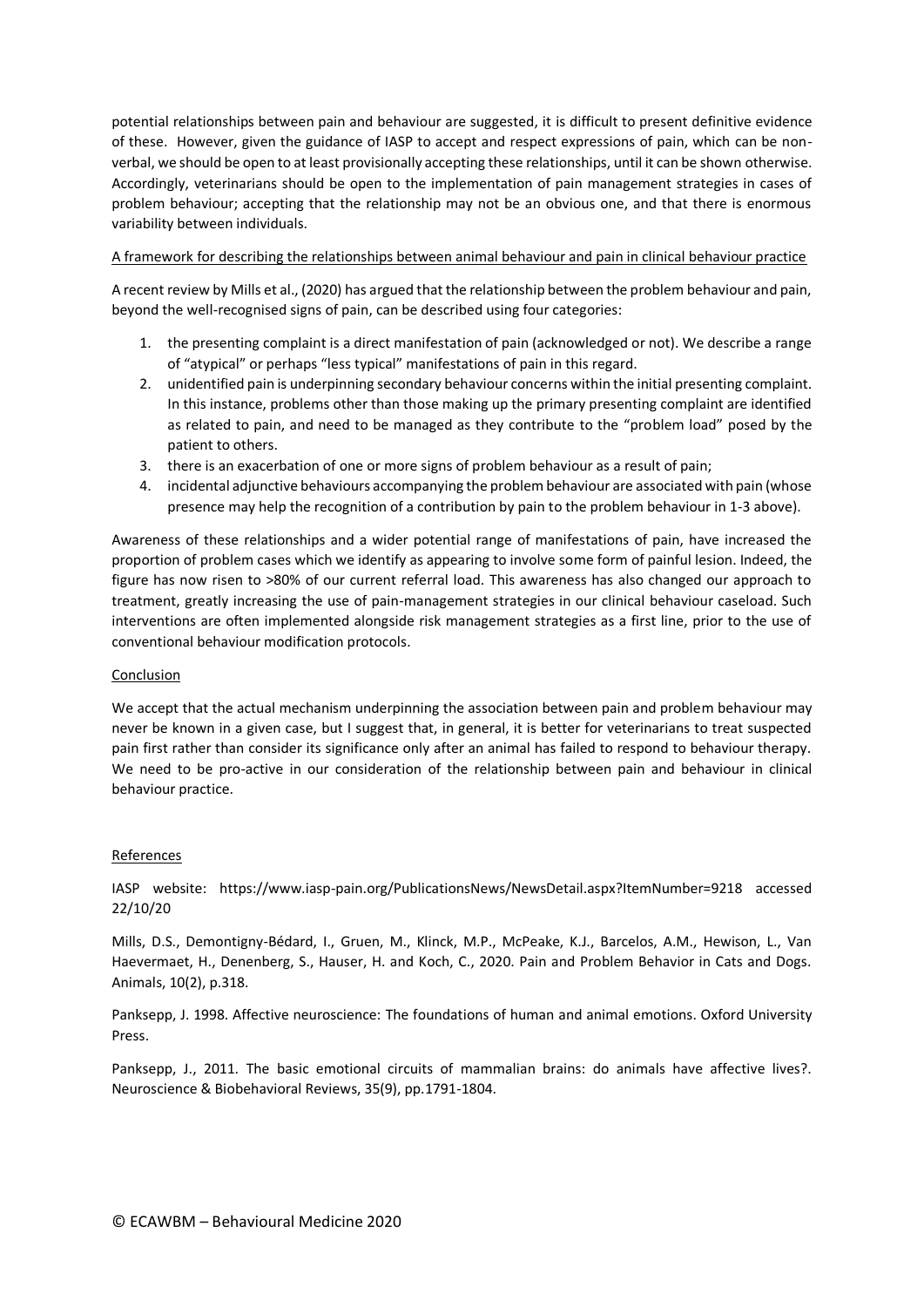potential relationships between pain and behaviour are suggested, it is difficult to present definitive evidence of these. However, given the guidance of IASP to accept and respect expressions of pain, which can be non-verbal, we should be open to at least provisionally accepting these relationships, until it can be shown otherwise. Accordingly, veterinarians should be open to the implementation of pain management strategies in cases of problem behaviour; accepting that the relationship may not be an obvious one, and that there is enormous variability between individuals.

## A framework for describing the relationships between animal behaviour and pain in clinical behaviour practice

A recent review by Mills et al., (2020) has argued that the relationship between the problem behaviour and pain, beyond the well-recognised signs of pain, can be described using four categories:

1. the presenting complaint is a direct manifestation of pain (acknowledged or not). We describe a range of "atypical" or perhaps "less typical" manifestations of pain in this regard.
2. unidentified pain is underpinning secondary behaviour concerns within the initial presenting complaint. In this instance, problems other than those making up the primary presenting complaint are identified as related to pain, and need to be managed as they contribute to the "problem load" posed by the patient to others.
3. there is an exacerbation of one or more signs of problem behaviour as a result of pain;
4. incidental adjunctive behaviours accompanying the problem behaviour are associated with pain (whose presence may help the recognition of a contribution by pain to the problem behaviour in 1-3 above).

Awareness of these relationships and a wider potential range of manifestations of pain, have increased the proportion of problem cases which we identify as appearing to involve some form of painful lesion. Indeed, the figure has now risen to >80% of our current referral load. This awareness has also changed our approach to treatment, greatly increasing the use of pain-management strategies in our clinical behaviour caseload. Such interventions are often implemented alongside risk management strategies as a first line, prior to the use of conventional behaviour modification protocols.

## Conclusion

We accept that the actual mechanism underpinning the association between pain and problem behaviour may never be known in a given case, but I suggest that, in general, it is better for veterinarians to treat suspected pain first rather than consider its significance only after an animal has failed to respond to behaviour therapy. We need to be pro-active in our consideration of the relationship between pain and behaviour in clinical behaviour practice.

## References

IASP website: https://www.iasp-pain.org/PublicationsNews/NewsDetail.aspx?ItemNumber=9218 accessed 22/10/20

Mills, D.S., Demontigny-Bédard, I., Gruen, M., Klinck, M.P., McPeake, K.J., Barcelos, A.M., Hewison, L., Van Haevermaet, H., Denenberg, S., Hauser, H. and Koch, C., 2020. Pain and Problem Behavior in Cats and Dogs. Animals, 10(2), p.318.

Panksepp, J. 1998. Affective neuroscience: The foundations of human and animal emotions. Oxford University Press.

Panksepp, J., 2011. The basic emotional circuits of mammalian brains: do animals have affective lives?. Neuroscience & Biobehavioral Reviews, 35(9), pp.1791-1804.

© ECAWBM – Behavioural Medicine 2020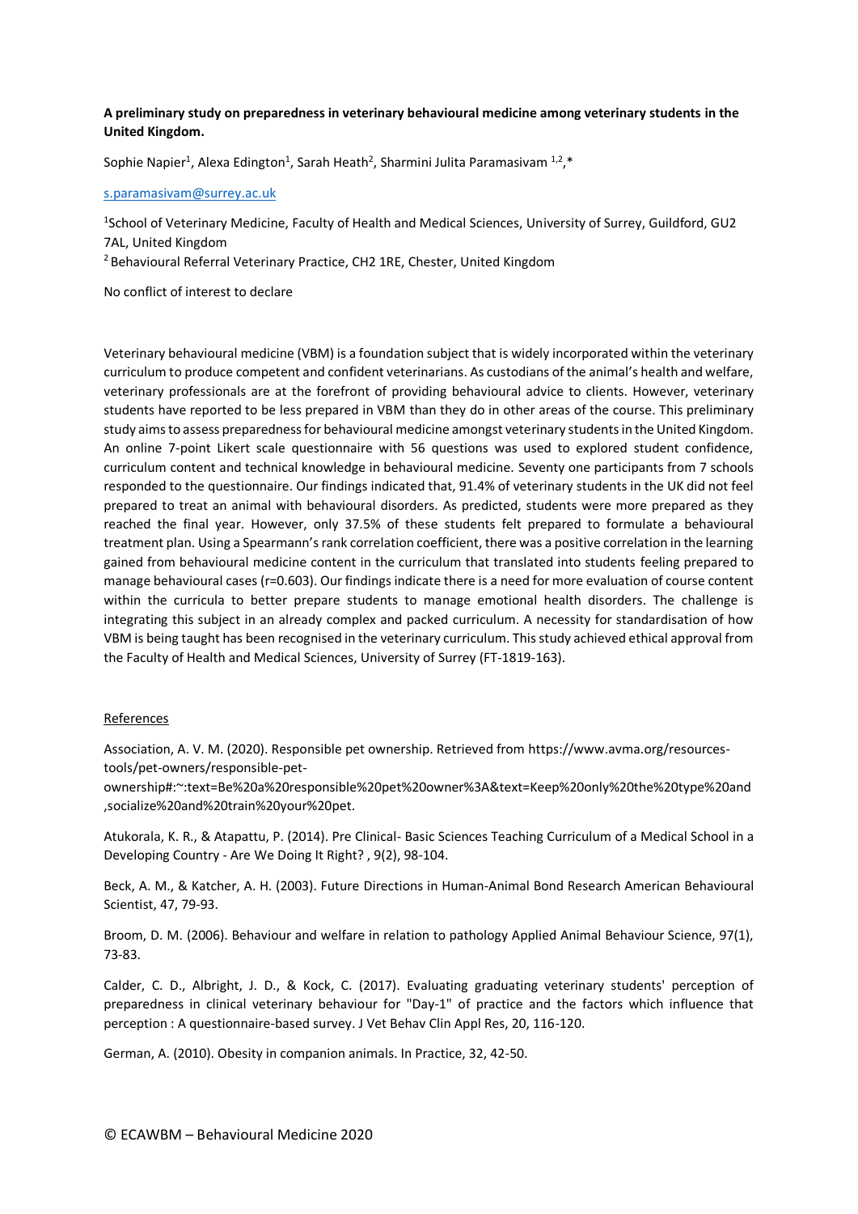**A preliminary study on preparedness in veterinary behavioural medicine among veterinary students in the United Kingdom.**

Sophie Napier[1], Alexa Edington[1], Sarah Heath[2], Sharmini Julita Paramasivam [1,2],*

s.paramasivam@surrey.ac.uk

[1]School of Veterinary Medicine, Faculty of Health and Medical Sciences, University of Surrey, Guildford, GU2 7AL, United Kingdom

[2] Behavioural Referral Veterinary Practice, CH2 1RE, Chester, United Kingdom

No conflict of interest to declare

Veterinary behavioural medicine (VBM) is a foundation subject that is widely incorporated within the veterinary curriculum to produce competent and confident veterinarians. As custodians of the animal's health and welfare, veterinary professionals are at the forefront of providing behavioural advice to clients. However, veterinary students have reported to be less prepared in VBM than they do in other areas of the course. This preliminary study aims to assess preparedness for behavioural medicine amongst veterinary students in the United Kingdom. An online 7-point Likert scale questionnaire with 56 questions was used to explored student confidence, curriculum content and technical knowledge in behavioural medicine. Seventy one participants from 7 schools responded to the questionnaire. Our findings indicated that, 91.4% of veterinary students in the UK did not feel prepared to treat an animal with behavioural disorders. As predicted, students were more prepared as they reached the final year. However, only 37.5% of these students felt prepared to formulate a behavioural treatment plan. Using a Spearmann's rank correlation coefficient, there was a positive correlation in the learning gained from behavioural medicine content in the curriculum that translated into students feeling prepared to manage behavioural cases ($r=0.603$). Our findings indicate there is a need for more evaluation of course content within the curricula to better prepare students to manage emotional health disorders. The challenge is integrating this subject in an already complex and packed curriculum. A necessity for standardisation of how VBM is being taught has been recognised in the veterinary curriculum. This study achieved ethical approval from the Faculty of Health and Medical Sciences, University of Surrey (FT-1819-163).

References

Association, A. V. M. (2020). Responsible pet ownership. Retrieved from https://www.avma.org/resources-tools/pet-owners/responsible-pet-ownership#:~:text=Be%20a%20responsible%20pet%20owner%3A&text=Keep%20only%20the%20type%20and,socialize%20and%20train%20your%20pet.

Atukorala, K. R., & Atapattu, P. (2014). Pre Clinical- Basic Sciences Teaching Curriculum of a Medical School in a Developing Country - Are We Doing It Right? , 9(2), 98-104.

Beck, A. M., & Katcher, A. H. (2003). Future Directions in Human-Animal Bond Research American Behavioural Scientist, 47, 79-93.

Broom, D. M. (2006). Behaviour and welfare in relation to pathology Applied Animal Behaviour Science, 97(1), 73-83.

Calder, C. D., Albright, J. D., & Kock, C. (2017). Evaluating graduating veterinary students' perception of preparedness in clinical veterinary behaviour for "Day-1" of practice and the factors which influence that perception : A questionnaire-based survey. J Vet Behav Clin Appl Res, 20, 116-120.

German, A. (2010). Obesity in companion animals. In Practice, 32, 42-50.

© ECAWBM – Behavioural Medicine 2020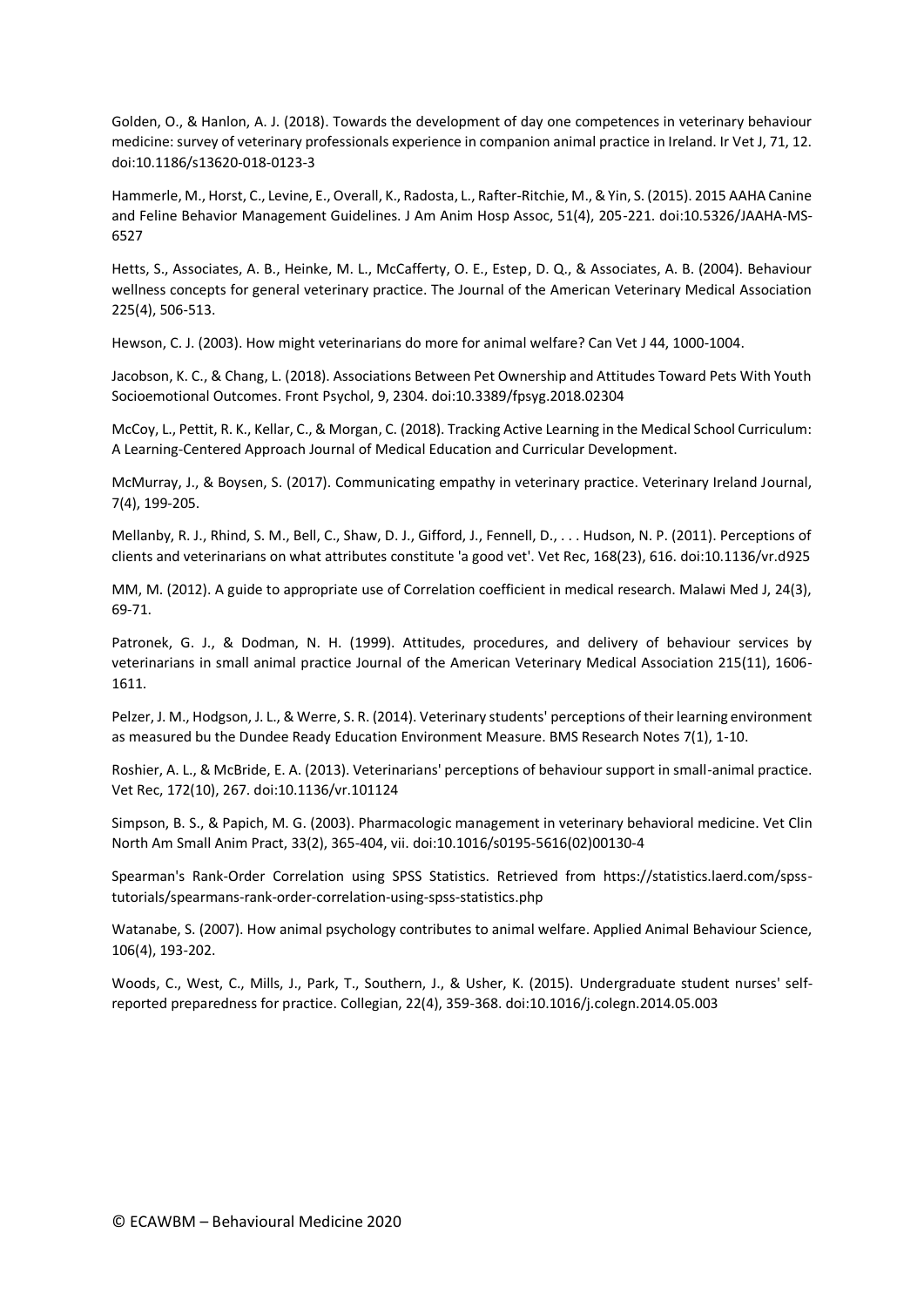Golden, O., & Hanlon, A. J. (2018). Towards the development of day one competences in veterinary behaviour medicine: survey of veterinary professionals experience in companion animal practice in Ireland. Ir Vet J, 71, 12. doi:10.1186/s13620-018-0123-3

Hammerle, M., Horst, C., Levine, E., Overall, K., Radosta, L., Rafter-Ritchie, M., & Yin, S. (2015). 2015 AAHA Canine and Feline Behavior Management Guidelines. J Am Anim Hosp Assoc, 51(4), 205-221. doi:10.5326/JAAHA-MS-6527

Hetts, S., Associates, A. B., Heinke, M. L., McCafferty, O. E., Estep, D. Q., & Associates, A. B. (2004). Behaviour wellness concepts for general veterinary practice. The Journal of the American Veterinary Medical Association 225(4), 506-513.

Hewson, C. J. (2003). How might veterinarians do more for animal welfare? Can Vet J 44, 1000-1004.

Jacobson, K. C., & Chang, L. (2018). Associations Between Pet Ownership and Attitudes Toward Pets With Youth Socioemotional Outcomes. Front Psychol, 9, 2304. doi:10.3389/fpsyg.2018.02304

McCoy, L., Pettit, R. K., Kellar, C., & Morgan, C. (2018). Tracking Active Learning in the Medical School Curriculum: A Learning-Centered Approach Journal of Medical Education and Curricular Development.

McMurray, J., & Boysen, S. (2017). Communicating empathy in veterinary practice. Veterinary Ireland Journal, 7(4), 199-205.

Mellanby, R. J., Rhind, S. M., Bell, C., Shaw, D. J., Gifford, J., Fennell, D., . . . Hudson, N. P. (2011). Perceptions of clients and veterinarians on what attributes constitute 'a good vet'. Vet Rec, 168(23), 616. doi:10.1136/vr.d925

MM, M. (2012). A guide to appropriate use of Correlation coefficient in medical research. Malawi Med J, 24(3), 69-71.

Patronek, G. J., & Dodman, N. H. (1999). Attitudes, procedures, and delivery of behaviour services by veterinarians in small animal practice Journal of the American Veterinary Medical Association 215(11), 1606-1611.

Pelzer, J. M., Hodgson, J. L., & Werre, S. R. (2014). Veterinary students' perceptions of their learning environment as measured bu the Dundee Ready Education Environment Measure. BMS Research Notes 7(1), 1-10.

Roshier, A. L., & McBride, E. A. (2013). Veterinarians' perceptions of behaviour support in small-animal practice. Vet Rec, 172(10), 267. doi:10.1136/vr.101124

Simpson, B. S., & Papich, M. G. (2003). Pharmacologic management in veterinary behavioral medicine. Vet Clin North Am Small Anim Pract, 33(2), 365-404, vii. doi:10.1016/s0195-5616(02)00130-4

Spearman's Rank-Order Correlation using SPSS Statistics. Retrieved from https://statistics.laerd.com/spss-tutorials/spearmans-rank-order-correlation-using-spss-statistics.php

Watanabe, S. (2007). How animal psychology contributes to animal welfare. Applied Animal Behaviour Science, 106(4), 193-202.

Woods, C., West, C., Mills, J., Park, T., Southern, J., & Usher, K. (2015). Undergraduate student nurses' self-reported preparedness for practice. Collegian, 22(4), 359-368. doi:10.1016/j.colegn.2014.05.003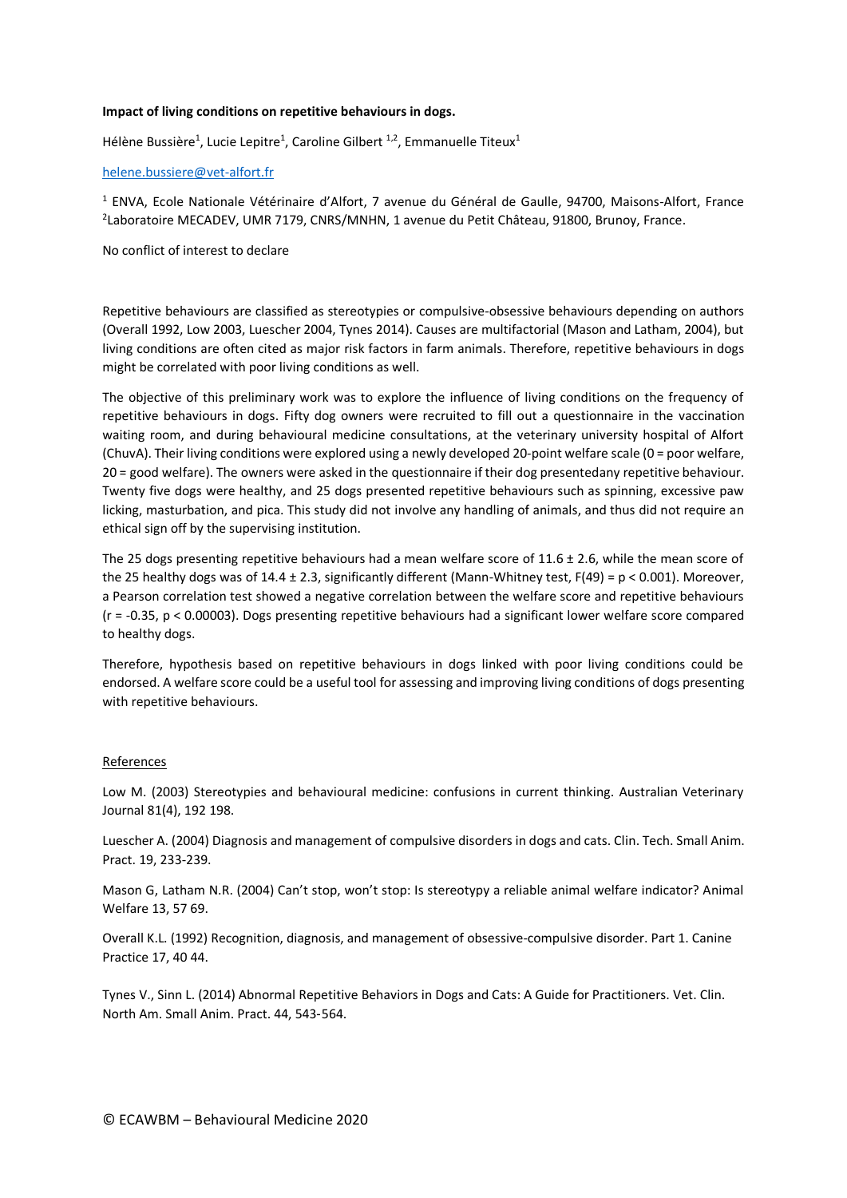**Impact of living conditions on repetitive behaviours in dogs.**

Hélène Bussière[1], Lucie Lepitre[1], Caroline Gilbert [1,2], Emmanuelle Titeux[1]

helene.bussiere@vet-alfort.fr

[1] ENVA, Ecole Nationale Vétérinaire d'Alfort, 7 avenue du Général de Gaulle, 94700, Maisons-Alfort, France
[2]Laboratoire MECADEV, UMR 7179, CNRS/MNHN, 1 avenue du Petit Château, 91800, Brunoy, France.

No conflict of interest to declare

Repetitive behaviours are classified as stereotypies or compulsive-obsessive behaviours depending on authors (Overall 1992, Low 2003, Luescher 2004, Tynes 2014). Causes are multifactorial (Mason and Latham, 2004), but living conditions are often cited as major risk factors in farm animals. Therefore, repetitive behaviours in dogs might be correlated with poor living conditions as well.

The objective of this preliminary work was to explore the influence of living conditions on the frequency of repetitive behaviours in dogs. Fifty dog owners were recruited to fill out a questionnaire in the vaccination waiting room, and during behavioural medicine consultations, at the veterinary university hospital of Alfort (ChuvA). Their living conditions were explored using a newly developed 20-point welfare scale (0 = poor welfare, 20 = good welfare). The owners were asked in the questionnaire if their dog presentedany repetitive behaviour. Twenty five dogs were healthy, and 25 dogs presented repetitive behaviours such as spinning, excessive paw licking, masturbation, and pica. This study did not involve any handling of animals, and thus did not require an ethical sign off by the supervising institution.

The 25 dogs presenting repetitive behaviours had a mean welfare score of 11.6 ± 2.6, while the mean score of the 25 healthy dogs was of 14.4 ± 2.3, significantly different (Mann-Whitney test, $F(49) = p < 0.001$). Moreover, a Pearson correlation test showed a negative correlation between the welfare score and repetitive behaviours ($r = -0.35$, $p < 0.00003$). Dogs presenting repetitive behaviours had a significant lower welfare score compared to healthy dogs.

Therefore, hypothesis based on repetitive behaviours in dogs linked with poor living conditions could be endorsed. A welfare score could be a useful tool for assessing and improving living conditions of dogs presenting with repetitive behaviours.

References

Low M. (2003) Stereotypies and behavioural medicine: confusions in current thinking. Australian Veterinary Journal 81(4), 192 198.

Luescher A. (2004) Diagnosis and management of compulsive disorders in dogs and cats. Clin. Tech. Small Anim. Pract. 19, 233-239.

Mason G, Latham N.R. (2004) Can't stop, won't stop: Is stereotypy a reliable animal welfare indicator? Animal Welfare 13, 57 69.

Overall K.L. (1992) Recognition, diagnosis, and management of obsessive-compulsive disorder. Part 1. Canine Practice 17, 40 44.

Tynes V., Sinn L. (2014) Abnormal Repetitive Behaviors in Dogs and Cats: A Guide for Practitioners. Vet. Clin. North Am. Small Anim. Pract. 44, 543-564.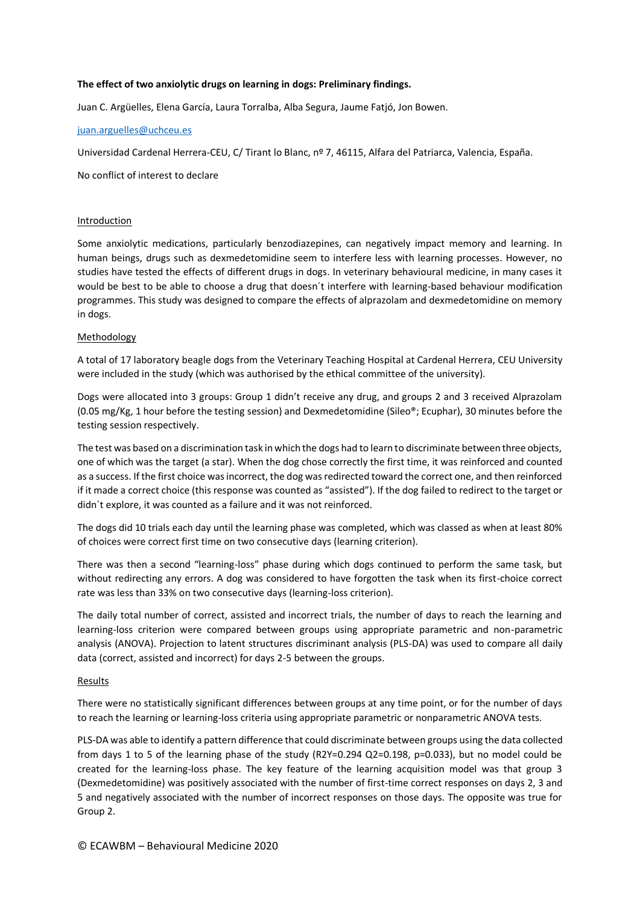**The effect of two anxiolytic drugs on learning in dogs: Preliminary findings.**

Juan C. Argüelles, Elena García, Laura Torralba, Alba Segura, Jaume Fatjó, Jon Bowen.

juan.arguelles@uchceu.es

Universidad Cardenal Herrera-CEU, C/ Tirant lo Blanc, nº 7, 46115, Alfara del Patriarca, Valencia, España.

No conflict of interest to declare

## Introduction

Some anxiolytic medications, particularly benzodiazepines, can negatively impact memory and learning. In human beings, drugs such as dexmedetomidine seem to interfere less with learning processes. However, no studies have tested the effects of different drugs in dogs. In veterinary behavioural medicine, in many cases it would be best to be able to choose a drug that doesn´t interfere with learning-based behaviour modification programmes. This study was designed to compare the effects of alprazolam and dexmedetomidine on memory in dogs.

## Methodology

A total of 17 laboratory beagle dogs from the Veterinary Teaching Hospital at Cardenal Herrera, CEU University were included in the study (which was authorised by the ethical committee of the university).

Dogs were allocated into 3 groups: Group 1 didn't receive any drug, and groups 2 and 3 received Alprazolam (0.05 mg/Kg, 1 hour before the testing session) and Dexmedetomidine (Sileo®; Ecuphar), 30 minutes before the testing session respectively.

The test was based on a discrimination task in which the dogs had to learn to discriminate between three objects, one of which was the target (a star). When the dog chose correctly the first time, it was reinforced and counted as a success. If the first choice was incorrect, the dog was redirected toward the correct one, and then reinforced if it made a correct choice (this response was counted as "assisted"). If the dog failed to redirect to the target or didn´t explore, it was counted as a failure and it was not reinforced.

The dogs did 10 trials each day until the learning phase was completed, which was classed as when at least 80% of choices were correct first time on two consecutive days (learning criterion).

There was then a second "learning-loss" phase during which dogs continued to perform the same task, but without redirecting any errors. A dog was considered to have forgotten the task when its first-choice correct rate was less than 33% on two consecutive days (learning-loss criterion).

The daily total number of correct, assisted and incorrect trials, the number of days to reach the learning and learning-loss criterion were compared between groups using appropriate parametric and non-parametric analysis (ANOVA). Projection to latent structures discriminant analysis (PLS-DA) was used to compare all daily data (correct, assisted and incorrect) for days 2-5 between the groups.

## Results

There were no statistically significant differences between groups at any time point, or for the number of days to reach the learning or learning-loss criteria using appropriate parametric or nonparametric ANOVA tests.

PLS-DA was able to identify a pattern difference that could discriminate between groups using the data collected from days 1 to 5 of the learning phase of the study ($R2Y=0.294$ $Q2=0.198$, $p=0.033$), but no model could be created for the learning-loss phase. The key feature of the learning acquisition model was that group 3 (Dexmedetomidine) was positively associated with the number of first-time correct responses on days 2, 3 and 5 and negatively associated with the number of incorrect responses on those days. The opposite was true for Group 2.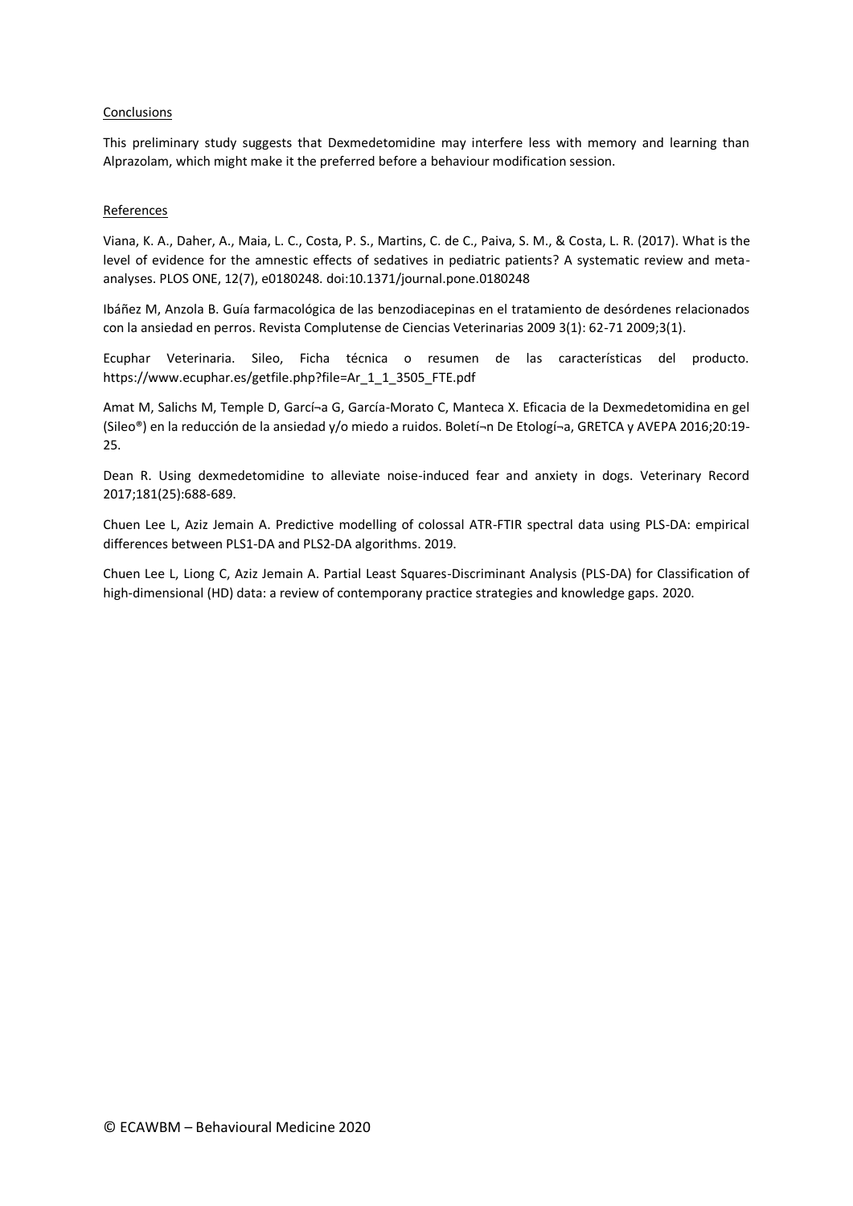Conclusions

This preliminary study suggests that Dexmedetomidine may interfere less with memory and learning than Alprazolam, which might make it the preferred before a behaviour modification session.

References

Viana, K. A., Daher, A., Maia, L. C., Costa, P. S., Martins, C. de C., Paiva, S. M., & Costa, L. R. (2017). What is the level of evidence for the amnestic effects of sedatives in pediatric patients? A systematic review and meta-analyses. PLOS ONE, 12(7), e0180248. doi:10.1371/journal.pone.0180248

Ibáñez M, Anzola B. Guía farmacológica de las benzodiacepinas en el tratamiento de desórdenes relacionados con la ansiedad en perros. Revista Complutense de Ciencias Veterinarias 2009 3(1): 62-71 2009;3(1).

Ecuphar Veterinaria. Sileo, Ficha técnica o resumen de las características del producto. https://www.ecuphar.es/getfile.php?file=Ar_1_1_3505_FTE.pdf

Amat M, Salichs M, Temple D, Garcí¬a G, García-Morato C, Manteca X. Eficacia de la Dexmedetomidina en gel (Sileo®) en la reducción de la ansiedad y/o miedo a ruidos. Boletí¬n De Etologí¬a, GRETCA y AVEPA 2016;20:19-25.

Dean R. Using dexmedetomidine to alleviate noise-induced fear and anxiety in dogs. Veterinary Record 2017;181(25):688-689.

Chuen Lee L, Aziz Jemain A. Predictive modelling of colossal ATR-FTIR spectral data using PLS-DA: empirical differences between PLS1-DA and PLS2-DA algorithms. 2019.

Chuen Lee L, Liong C, Aziz Jemain A. Partial Least Squares-Discriminant Analysis (PLS-DA) for Classification of high-dimensional (HD) data: a review of contemporany practice strategies and knowledge gaps. 2020.

© ECAWBM – Behavioural Medicine 2020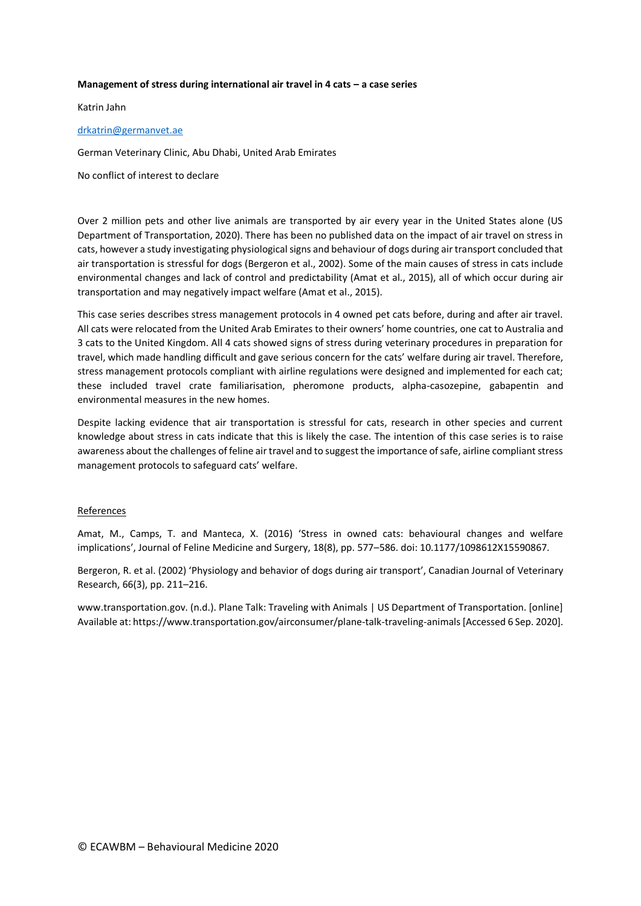**Management of stress during international air travel in 4 cats – a case series**

Katrin Jahn

drkatrin@germanvet.ae

German Veterinary Clinic, Abu Dhabi, United Arab Emirates

No conflict of interest to declare

Over 2 million pets and other live animals are transported by air every year in the United States alone (US Department of Transportation, 2020). There has been no published data on the impact of air travel on stress in cats, however a study investigating physiological signs and behaviour of dogs during air transport concluded that air transportation is stressful for dogs (Bergeron et al., 2002). Some of the main causes of stress in cats include environmental changes and lack of control and predictability (Amat et al., 2015), all of which occur during air transportation and may negatively impact welfare (Amat et al., 2015).

This case series describes stress management protocols in 4 owned pet cats before, during and after air travel. All cats were relocated from the United Arab Emirates to their owners' home countries, one cat to Australia and 3 cats to the United Kingdom. All 4 cats showed signs of stress during veterinary procedures in preparation for travel, which made handling difficult and gave serious concern for the cats' welfare during air travel. Therefore, stress management protocols compliant with airline regulations were designed and implemented for each cat; these included travel crate familiarisation, pheromone products, alpha-casozepine, gabapentin and environmental measures in the new homes.

Despite lacking evidence that air transportation is stressful for cats, research in other species and current knowledge about stress in cats indicate that this is likely the case. The intention of this case series is to raise awareness about the challenges of feline air travel and to suggest the importance of safe, airline compliant stress management protocols to safeguard cats' welfare.

References

Amat, M., Camps, T. and Manteca, X. (2016) 'Stress in owned cats: behavioural changes and welfare implications', Journal of Feline Medicine and Surgery, 18(8), pp. 577–586. doi: 10.1177/1098612X15590867.

Bergeron, R. et al. (2002) 'Physiology and behavior of dogs during air transport', Canadian Journal of Veterinary Research, 66(3), pp. 211–216.

www.transportation.gov. (n.d.). Plane Talk: Traveling with Animals | US Department of Transportation. [online] Available at: https://www.transportation.gov/airconsumer/plane-talk-traveling-animals [Accessed 6 Sep. 2020].

© ECAWBM – Behavioural Medicine 2020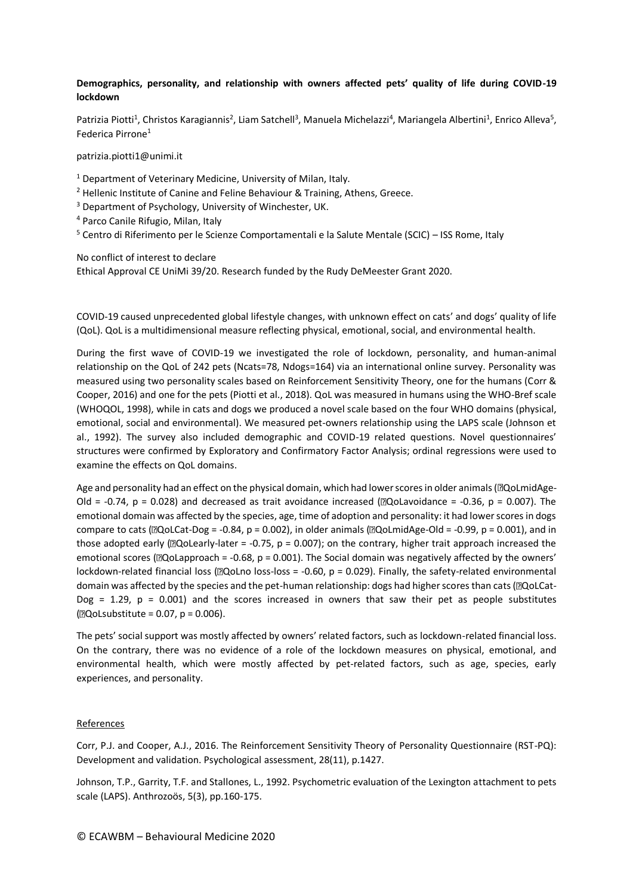**Demographics, personality, and relationship with owners affected pets' quality of life during COVID-19 lockdown**

Patrizia Piotti[1], Christos Karagiannis[2], Liam Satchell[3], Manuela Michelazzi[4], Mariangela Albertini[1], Enrico Alleva[5], Federica Pirrone[1]

patrizia.piotti1@unimi.it

[1] Department of Veterinary Medicine, University of Milan, Italy.

[2] Hellenic Institute of Canine and Feline Behaviour & Training, Athens, Greece.

[3] Department of Psychology, University of Winchester, UK.

[4] Parco Canile Rifugio, Milan, Italy

[5] Centro di Riferimento per le Scienze Comportamentali e la Salute Mentale (SCIC) – ISS Rome, Italy

No conflict of interest to declare

Ethical Approval CE UniMi 39/20. Research funded by the Rudy DeMeester Grant 2020.

COVID-19 caused unprecedented global lifestyle changes, with unknown effect on cats' and dogs' quality of life (QoL). QoL is a multidimensional measure reflecting physical, emotional, social, and environmental health.

During the first wave of COVID-19 we investigated the role of lockdown, personality, and human-animal relationship on the QoL of 242 pets (Ncats=78, Ndogs=164) via an international online survey. Personality was measured using two personality scales based on Reinforcement Sensitivity Theory, one for the humans (Corr & Cooper, 2016) and one for the pets (Piotti et al., 2018). QoL was measured in humans using the WHO-Bref scale (WHOQOL, 1998), while in cats and dogs we produced a novel scale based on the four WHO domains (physical, emotional, social and environmental). We measured pet-owners relationship using the LAPS scale (Johnson et al., 1992). The survey also included demographic and COVID-19 related questions. Novel questionnaires' structures were confirmed by Exploratory and Confirmatory Factor Analysis; ordinal regressions were used to examine the effects on QoL domains.

Age and personality had an effect on the physical domain, which had lower scores in older animals (⍰QoLmidAge-Old = -0.74, $p = 0.028$) and decreased as trait avoidance increased (⍰QoLavoidance = -0.36, $p = 0.007$). The emotional domain was affected by the species, age, time of adoption and personality: it had lower scores in dogs compare to cats (⍰QoLCat-Dog = -0.84, $p = 0.002$), in older animals (⍰QoLmidAge-Old = -0.99, $p = 0.001$), and in those adopted early (⍰QoLearly-later = -0.75, $p = 0.007$); on the contrary, higher trait approach increased the emotional scores (⍰QoLapproach = -0.68, $p = 0.001$). The Social domain was negatively affected by the owners' lockdown-related financial loss (⍰QoLno loss-loss = -0.60, $p = 0.029$). Finally, the safety-related environmental domain was affected by the species and the pet-human relationship: dogs had higher scores than cats (⍰QoLCat-Dog = 1.29, $p = 0.001$) and the scores increased in owners that saw their pet as people substitutes (⍰QoLsubstitute = 0.07, $p = 0.006$).

The pets' social support was mostly affected by owners' related factors, such as lockdown-related financial loss. On the contrary, there was no evidence of a role of the lockdown measures on physical, emotional, and environmental health, which were mostly affected by pet-related factors, such as age, species, early experiences, and personality.

References

Corr, P.J. and Cooper, A.J., 2016. The Reinforcement Sensitivity Theory of Personality Questionnaire (RST-PQ): Development and validation. Psychological assessment, 28(11), p.1427.

Johnson, T.P., Garrity, T.F. and Stallones, L., 1992. Psychometric evaluation of the Lexington attachment to pets scale (LAPS). Anthrozoös, 5(3), pp.160-175.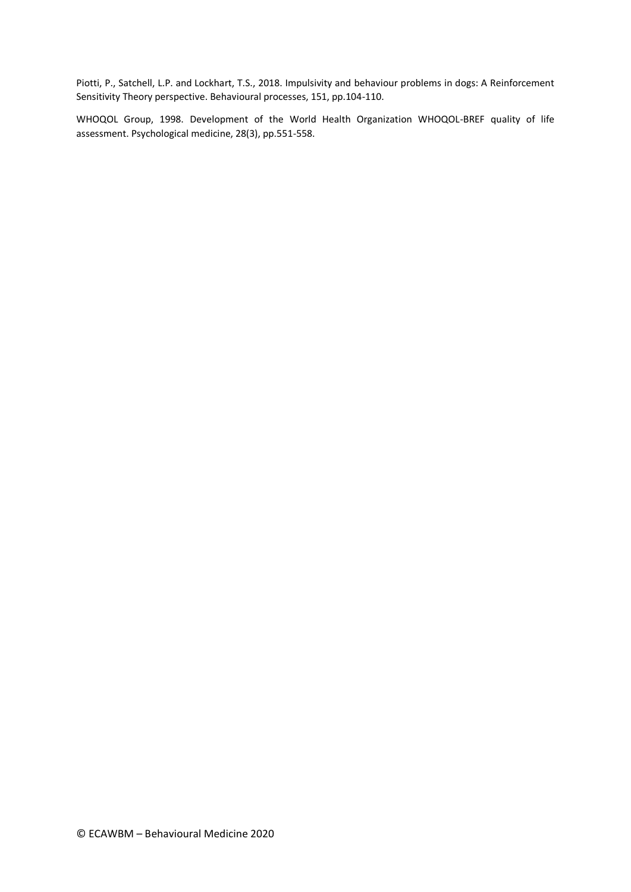Piotti, P., Satchell, L.P. and Lockhart, T.S., 2018. Impulsivity and behaviour problems in dogs: A Reinforcement Sensitivity Theory perspective. Behavioural processes, 151, pp.104-110.

WHOQOL Group, 1998. Development of the World Health Organization WHOQOL-BREF quality of life assessment. Psychological medicine, 28(3), pp.551-558.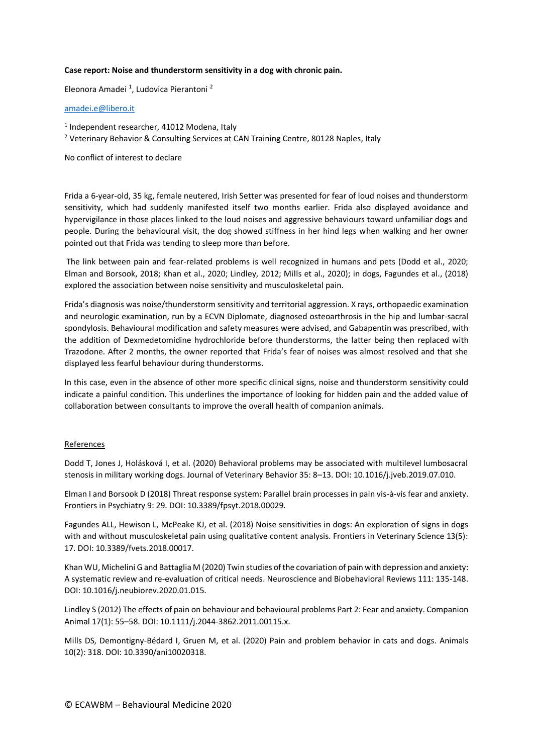**Case report: Noise and thunderstorm sensitivity in a dog with chronic pain.**

Eleonora Amadei [1], Ludovica Pierantoni [2]

amadei.e@libero.it

[1] Independent researcher, 41012 Modena, Italy

[2] Veterinary Behavior & Consulting Services at CAN Training Centre, 80128 Naples, Italy

No conflict of interest to declare

Frida a 6-year-old, 35 kg, female neutered, Irish Setter was presented for fear of loud noises and thunderstorm sensitivity, which had suddenly manifested itself two months earlier. Frida also displayed avoidance and hypervigilance in those places linked to the loud noises and aggressive behaviours toward unfamiliar dogs and people. During the behavioural visit, the dog showed stiffness in her hind legs when walking and her owner pointed out that Frida was tending to sleep more than before.

The link between pain and fear-related problems is well recognized in humans and pets (Dodd et al., 2020; Elman and Borsook, 2018; Khan et al., 2020; Lindley, 2012; Mills et al., 2020); in dogs, Fagundes et al., (2018) explored the association between noise sensitivity and musculoskeletal pain.

Frida's diagnosis was noise/thunderstorm sensitivity and territorial aggression. X rays, orthopaedic examination and neurologic examination, run by a ECVN Diplomate, diagnosed osteoarthrosis in the hip and lumbar-sacral spondylosis. Behavioural modification and safety measures were advised, and Gabapentin was prescribed, with the addition of Dexmedetomidine hydrochloride before thunderstorms, the latter being then replaced with Trazodone. After 2 months, the owner reported that Frida's fear of noises was almost resolved and that she displayed less fearful behaviour during thunderstorms.

In this case, even in the absence of other more specific clinical signs, noise and thunderstorm sensitivity could indicate a painful condition. This underlines the importance of looking for hidden pain and the added value of collaboration between consultants to improve the overall health of companion animals.

References

Dodd T, Jones J, Holásková I, et al. (2020) Behavioral problems may be associated with multilevel lumbosacral stenosis in military working dogs. Journal of Veterinary Behavior 35: 8–13. DOI: 10.1016/j.jveb.2019.07.010.

Elman I and Borsook D (2018) Threat response system: Parallel brain processes in pain vis-à-vis fear and anxiety. Frontiers in Psychiatry 9: 29. DOI: 10.3389/fpsyt.2018.00029.

Fagundes ALL, Hewison L, McPeake KJ, et al. (2018) Noise sensitivities in dogs: An exploration of signs in dogs with and without musculoskeletal pain using qualitative content analysis. Frontiers in Veterinary Science 13(5): 17. DOI: 10.3389/fvets.2018.00017.

Khan WU, Michelini G and Battaglia M (2020) Twin studies of the covariation of pain with depression and anxiety: A systematic review and re-evaluation of critical needs. Neuroscience and Biobehavioral Reviews 111: 135-148. DOI: 10.1016/j.neubiorev.2020.01.015.

Lindley S (2012) The effects of pain on behaviour and behavioural problems Part 2: Fear and anxiety. Companion Animal 17(1): 55–58. DOI: 10.1111/j.2044-3862.2011.00115.x.

Mills DS, Demontigny-Bédard I, Gruen M, et al. (2020) Pain and problem behavior in cats and dogs. Animals 10(2): 318. DOI: 10.3390/ani10020318.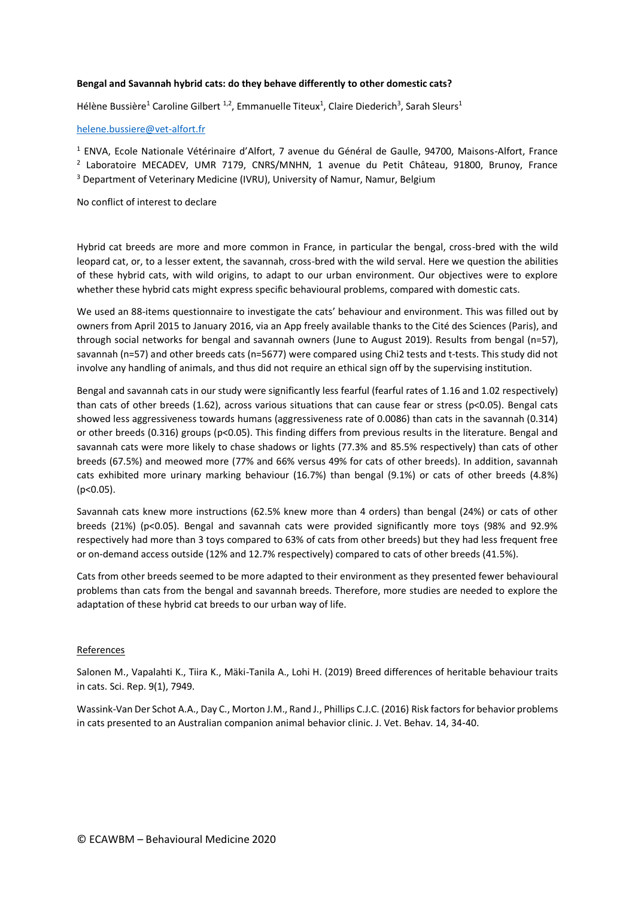**Bengal and Savannah hybrid cats: do they behave differently to other domestic cats?**

Hélène Bussière[1] Caroline Gilbert [1,2], Emmanuelle Titeux[1], Claire Diederich[3], Sarah Sleurs[1]

helene.bussiere@vet-alfort.fr

[1] ENVA, Ecole Nationale Vétérinaire d'Alfort, 7 avenue du Général de Gaulle, 94700, Maisons-Alfort, France
[2] Laboratoire MECADEV, UMR 7179, CNRS/MNHN, 1 avenue du Petit Château, 91800, Brunoy, France
[3] Department of Veterinary Medicine (IVRU), University of Namur, Namur, Belgium

No conflict of interest to declare

Hybrid cat breeds are more and more common in France, in particular the bengal, cross-bred with the wild leopard cat, or, to a lesser extent, the savannah, cross-bred with the wild serval. Here we question the abilities of these hybrid cats, with wild origins, to adapt to our urban environment. Our objectives were to explore whether these hybrid cats might express specific behavioural problems, compared with domestic cats.

We used an 88-items questionnaire to investigate the cats' behaviour and environment. This was filled out by owners from April 2015 to January 2016, via an App freely available thanks to the Cité des Sciences (Paris), and through social networks for bengal and savannah owners (June to August 2019). Results from bengal (n=57), savannah (n=57) and other breeds cats (n=5677) were compared using Chi2 tests and t-tests. This study did not involve any handling of animals, and thus did not require an ethical sign off by the supervising institution.

Bengal and savannah cats in our study were significantly less fearful (fearful rates of 1.16 and 1.02 respectively) than cats of other breeds (1.62), across various situations that can cause fear or stress ($p<0.05$). Bengal cats showed less aggressiveness towards humans (aggressiveness rate of 0.0086) than cats in the savannah (0.314) or other breeds (0.316) groups ($p<0.05$). This finding differs from previous results in the literature. Bengal and savannah cats were more likely to chase shadows or lights (77.3% and 85.5% respectively) than cats of other breeds (67.5%) and meowed more (77% and 66% versus 49% for cats of other breeds). In addition, savannah cats exhibited more urinary marking behaviour (16.7%) than bengal (9.1%) or cats of other breeds (4.8%) ($p<0.05$).

Savannah cats knew more instructions (62.5% knew more than 4 orders) than bengal (24%) or cats of other breeds (21%) ($p<0.05$). Bengal and savannah cats were provided significantly more toys (98% and 92.9% respectively had more than 3 toys compared to 63% of cats from other breeds) but they had less frequent free or on-demand access outside (12% and 12.7% respectively) compared to cats of other breeds (41.5%).

Cats from other breeds seemed to be more adapted to their environment as they presented fewer behavioural problems than cats from the bengal and savannah breeds. Therefore, more studies are needed to explore the adaptation of these hybrid cat breeds to our urban way of life.

References

Salonen M., Vapalahti K., Tiira K., Mäki-Tanila A., Lohi H. (2019) Breed differences of heritable behaviour traits in cats. Sci. Rep. 9(1), 7949.

Wassink-Van Der Schot A.A., Day C., Morton J.M., Rand J., Phillips C.J.C. (2016) Risk factors for behavior problems in cats presented to an Australian companion animal behavior clinic. J. Vet. Behav. 14, 34-40.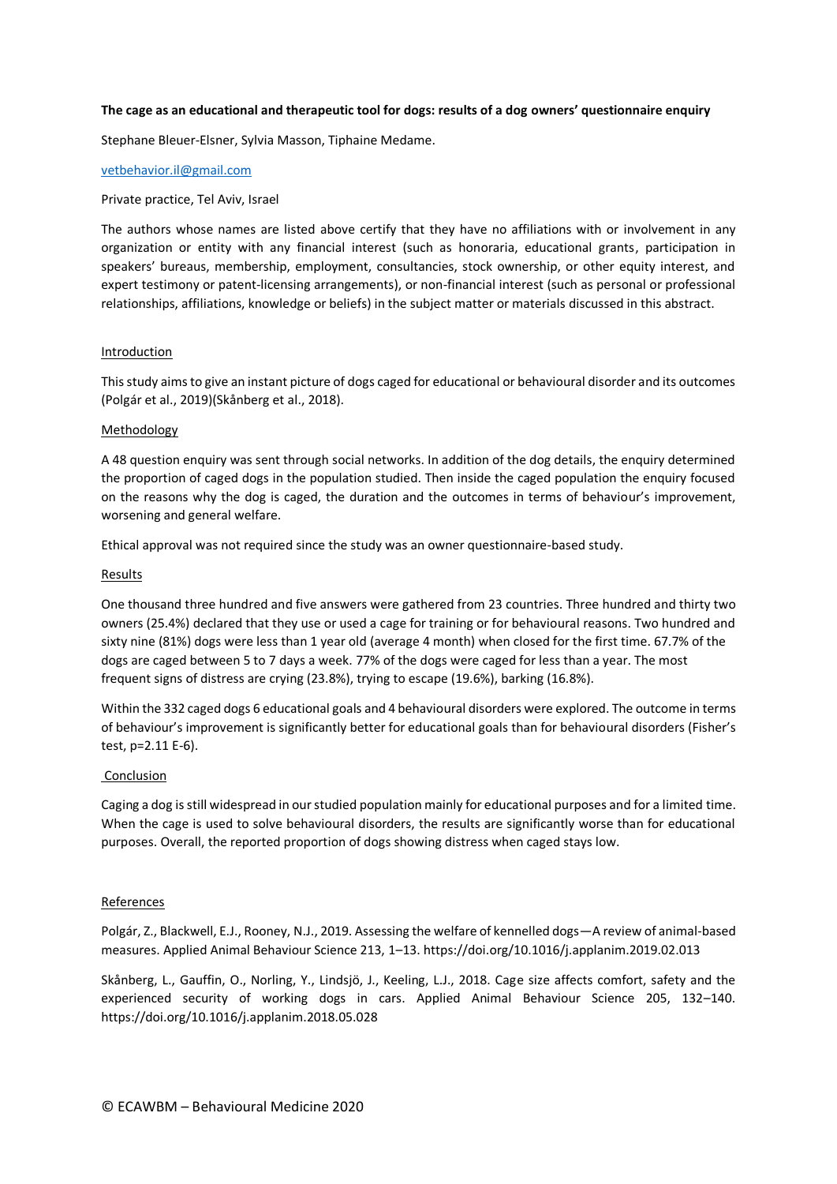**The cage as an educational and therapeutic tool for dogs: results of a dog owners' questionnaire enquiry**

Stephane Bleuer-Elsner, Sylvia Masson, Tiphaine Medame.

vetbehavior.il@gmail.com

Private practice, Tel Aviv, Israel

The authors whose names are listed above certify that they have no affiliations with or involvement in any organization or entity with any financial interest (such as honoraria, educational grants, participation in speakers' bureaus, membership, employment, consultancies, stock ownership, or other equity interest, and expert testimony or patent-licensing arrangements), or non-financial interest (such as personal or professional relationships, affiliations, knowledge or beliefs) in the subject matter or materials discussed in this abstract.

## Introduction

This study aims to give an instant picture of dogs caged for educational or behavioural disorder and its outcomes (Polgár et al., 2019)(Skånberg et al., 2018).

## Methodology

A 48 question enquiry was sent through social networks. In addition of the dog details, the enquiry determined the proportion of caged dogs in the population studied. Then inside the caged population the enquiry focused on the reasons why the dog is caged, the duration and the outcomes in terms of behaviour's improvement, worsening and general welfare.

Ethical approval was not required since the study was an owner questionnaire-based study.

## Results

One thousand three hundred and five answers were gathered from 23 countries. Three hundred and thirty two owners (25.4%) declared that they use or used a cage for training or for behavioural reasons. Two hundred and sixty nine (81%) dogs were less than 1 year old (average 4 month) when closed for the first time. 67.7% of the dogs are caged between 5 to 7 days a week. 77% of the dogs were caged for less than a year. The most frequent signs of distress are crying (23.8%), trying to escape (19.6%), barking (16.8%).

Within the 332 caged dogs 6 educational goals and 4 behavioural disorders were explored. The outcome in terms of behaviour's improvement is significantly better for educational goals than for behavioural disorders (Fisher's test, $p=2.11 \text{ E-}6$).

## Conclusion

Caging a dog is still widespread in our studied population mainly for educational purposes and for a limited time. When the cage is used to solve behavioural disorders, the results are significantly worse than for educational purposes. Overall, the reported proportion of dogs showing distress when caged stays low.

## References

Polgár, Z., Blackwell, E.J., Rooney, N.J., 2019. Assessing the welfare of kennelled dogs—A review of animal-based measures. Applied Animal Behaviour Science 213, 1–13. https://doi.org/10.1016/j.applanim.2019.02.013

Skånberg, L., Gauffin, O., Norling, Y., Lindsjö, J., Keeling, L.J., 2018. Cage size affects comfort, safety and the experienced security of working dogs in cars. Applied Animal Behaviour Science 205, 132–140. https://doi.org/10.1016/j.applanim.2018.05.028

© ECAWBM – Behavioural Medicine 2020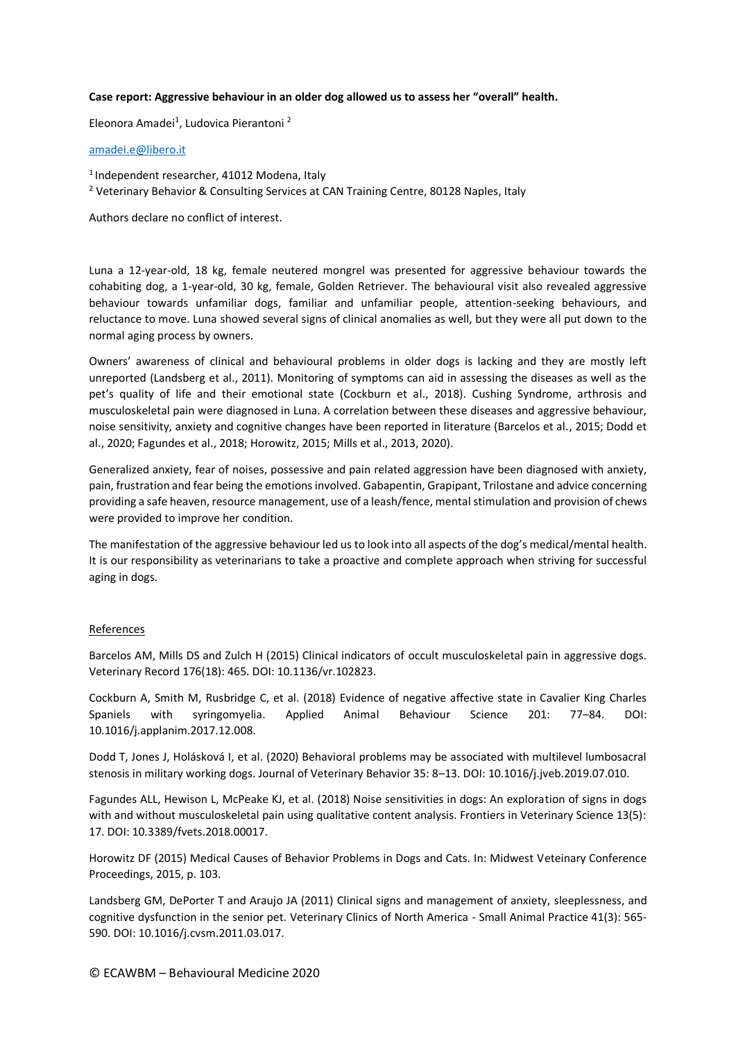**Case report: Aggressive behaviour in an older dog allowed us to assess her "overall" health.**

Eleonora Amadei[1], Ludovica Pierantoni [2]

amadei.e@libero.it

[1] Independent researcher, 41012 Modena, Italy

[2] Veterinary Behavior & Consulting Services at CAN Training Centre, 80128 Naples, Italy

Authors declare no conflict of interest.

Luna a 12-year-old, 18 kg, female neutered mongrel was presented for aggressive behaviour towards the cohabiting dog, a 1-year-old, 30 kg, female, Golden Retriever. The behavioural visit also revealed aggressive behaviour towards unfamiliar dogs, familiar and unfamiliar people, attention-seeking behaviours, and reluctance to move. Luna showed several signs of clinical anomalies as well, but they were all put down to the normal aging process by owners.

Owners' awareness of clinical and behavioural problems in older dogs is lacking and they are mostly left unreported (Landsberg et al., 2011). Monitoring of symptoms can aid in assessing the diseases as well as the pet's quality of life and their emotional state (Cockburn et al., 2018). Cushing Syndrome, arthrosis and musculoskeletal pain were diagnosed in Luna. A correlation between these diseases and aggressive behaviour, noise sensitivity, anxiety and cognitive changes have been reported in literature (Barcelos et al., 2015; Dodd et al., 2020; Fagundes et al., 2018; Horowitz, 2015; Mills et al., 2013, 2020).

Generalized anxiety, fear of noises, possessive and pain related aggression have been diagnosed with anxiety, pain, frustration and fear being the emotions involved. Gabapentin, Grapipant, Trilostane and advice concerning providing a safe heaven, resource management, use of a leash/fence, mental stimulation and provision of chews were provided to improve her condition.

The manifestation of the aggressive behaviour led us to look into all aspects of the dog's medical/mental health. It is our responsibility as veterinarians to take a proactive and complete approach when striving for successful aging in dogs.

References

Barcelos AM, Mills DS and Zulch H (2015) Clinical indicators of occult musculoskeletal pain in aggressive dogs. Veterinary Record 176(18): 465. DOI: 10.1136/vr.102823.

Cockburn A, Smith M, Rusbridge C, et al. (2018) Evidence of negative affective state in Cavalier King Charles Spaniels with syringomyelia. Applied Animal Behaviour Science 201: 77–84. DOI: 10.1016/j.applanim.2017.12.008.

Dodd T, Jones J, Holásková I, et al. (2020) Behavioral problems may be associated with multilevel lumbosacral stenosis in military working dogs. Journal of Veterinary Behavior 35: 8–13. DOI: 10.1016/j.jveb.2019.07.010.

Fagundes ALL, Hewison L, McPeake KJ, et al. (2018) Noise sensitivities in dogs: An exploration of signs in dogs with and without musculoskeletal pain using qualitative content analysis. Frontiers in Veterinary Science 13(5): 17. DOI: 10.3389/fvets.2018.00017.

Horowitz DF (2015) Medical Causes of Behavior Problems in Dogs and Cats. In: Midwest Veteinary Conference Proceedings, 2015, p. 103.

Landsberg GM, DePorter T and Araujo JA (2011) Clinical signs and management of anxiety, sleeplessness, and cognitive dysfunction in the senior pet. Veterinary Clinics of North America - Small Animal Practice 41(3): 565-590. DOI: 10.1016/j.cvsm.2011.03.017.

© ECAWBM – Behavioural Medicine 2020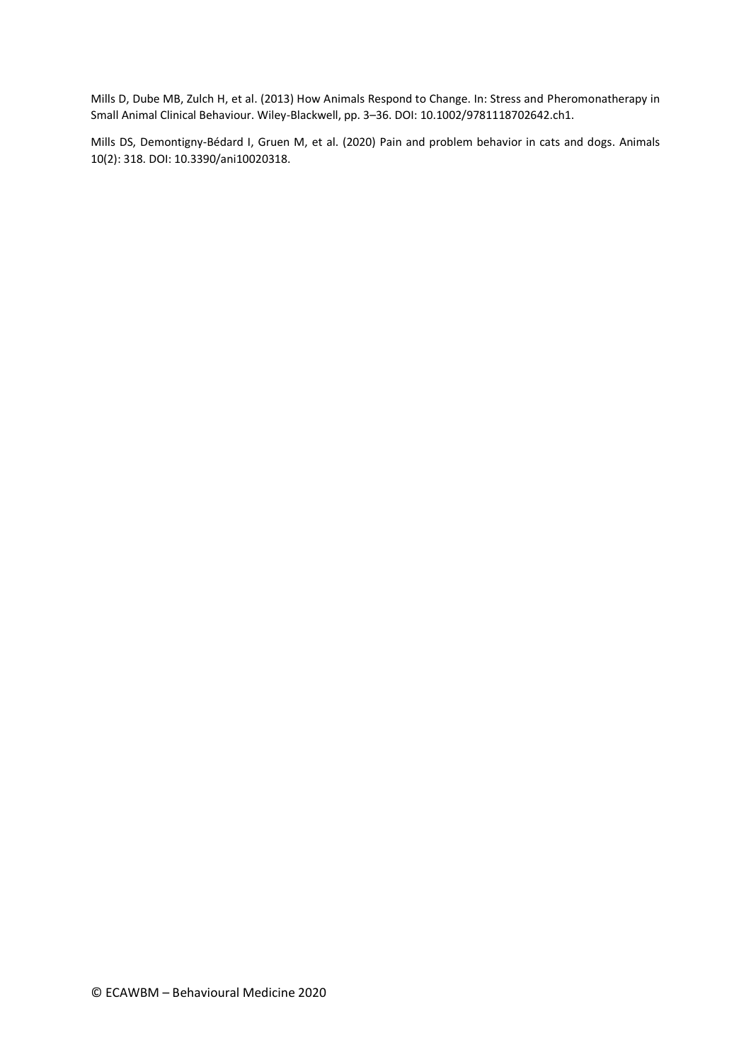Mills D, Dube MB, Zulch H, et al. (2013) How Animals Respond to Change. In: Stress and Pheromonatherapy in Small Animal Clinical Behaviour. Wiley-Blackwell, pp. 3–36. DOI: 10.1002/9781118702642.ch1.

Mills DS, Demontigny-Bédard I, Gruen M, et al. (2020) Pain and problem behavior in cats and dogs. Animals 10(2): 318. DOI: 10.3390/ani10020318.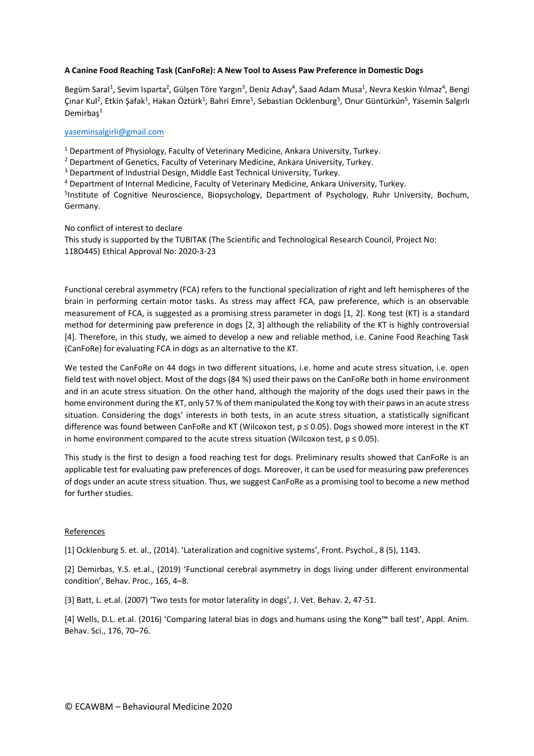**A Canine Food Reaching Task (CanFoRe): A New Tool to Assess Paw Preference in Domestic Dogs**

Begüm Saral[1], Sevim Isparta[2], Gülşen Töre Yargın[3], Deniz Adıay[4], Saad Adam Musa[1], Nevra Keskin Yılmaz[4], Bengi Çınar Kul[2], Etkin Şafak[1], Hakan Öztürk[1], Bahri Emre[1], Sebastian Ocklenburg[5], Onur Güntürkün[5], Yasemin Salgırlı Demirbaş[1]

yaseminsalgirli@gmail.com

[1] Department of Physiology, Faculty of Veterinary Medicine, Ankara University, Turkey.
[2] Department of Genetics, Faculty of Veterinary Medicine, Ankara University, Turkey.
[3] Department of Industrial Design, Middle East Technical University, Turkey.
[4] Department of Internal Medicine, Faculty of Veterinary Medicine, Ankara University, Turkey.
[5] Institute of Cognitive Neuroscience, Biopsychology, Department of Psychology, Ruhr University, Bochum, Germany.

No conflict of interest to declare
This study is supported by the TUBITAK (The Scientific and Technological Research Council, Project No: 118O445) Ethical Approval No: 2020-3-23

Functional cerebral asymmetry (FCA) refers to the functional specialization of right and left hemispheres of the brain in performing certain motor tasks. As stress may affect FCA, paw preference, which is an observable measurement of FCA, is suggested as a promising stress parameter in dogs [1, 2]. Kong test (KT) is a standard method for determining paw preference in dogs [2, 3] although the reliability of the KT is highly controversial [4]. Therefore, in this study, we aimed to develop a new and reliable method, i.e. Canine Food Reaching Task (CanFoRe) for evaluating FCA in dogs as an alternative to the KT.

We tested the CanFoRe on 44 dogs in two different situations, i.e. home and acute stress situation, i.e. open field test with novel object. Most of the dogs (84 %) used their paws on the CanFoRe both in home environment and in an acute stress situation. On the other hand, although the majority of the dogs used their paws in the home environment during the KT, only 57 % of them manipulated the Kong toy with their paws in an acute stress situation. Considering the dogs' interests in both tests, in an acute stress situation, a statistically significant difference was found between CanFoRe and KT (Wilcoxon test, $p \leq 0.05$). Dogs showed more interest in the KT in home environment compared to the acute stress situation (Wilcoxon test, $p \leq 0.05$).

This study is the first to design a food reaching test for dogs. Preliminary results showed that CanFoRe is an applicable test for evaluating paw preferences of dogs. Moreover, it can be used for measuring paw preferences of dogs under an acute stress situation. Thus, we suggest CanFoRe as a promising tool to become a new method for further studies.

References

[1] Ocklenburg S. et. al., (2014). 'Lateralization and cognitive systems', Front. Psychol., 8 (5), 1143.

[2] Demirbas, Y.S. et.al., (2019) 'Functional cerebral asymmetry in dogs living under different environmental condition', Behav. Proc., 165, 4–8.

[3] Batt, L. et.al. (2007) 'Two tests for motor laterality in dogs', J. Vet. Behav. 2, 47-51.

[4] Wells, D.L. et.al. (2016) 'Comparing lateral bias in dogs and humans using the Kong™ ball test', Appl. Anim. Behav. Sci., 176, 70–76.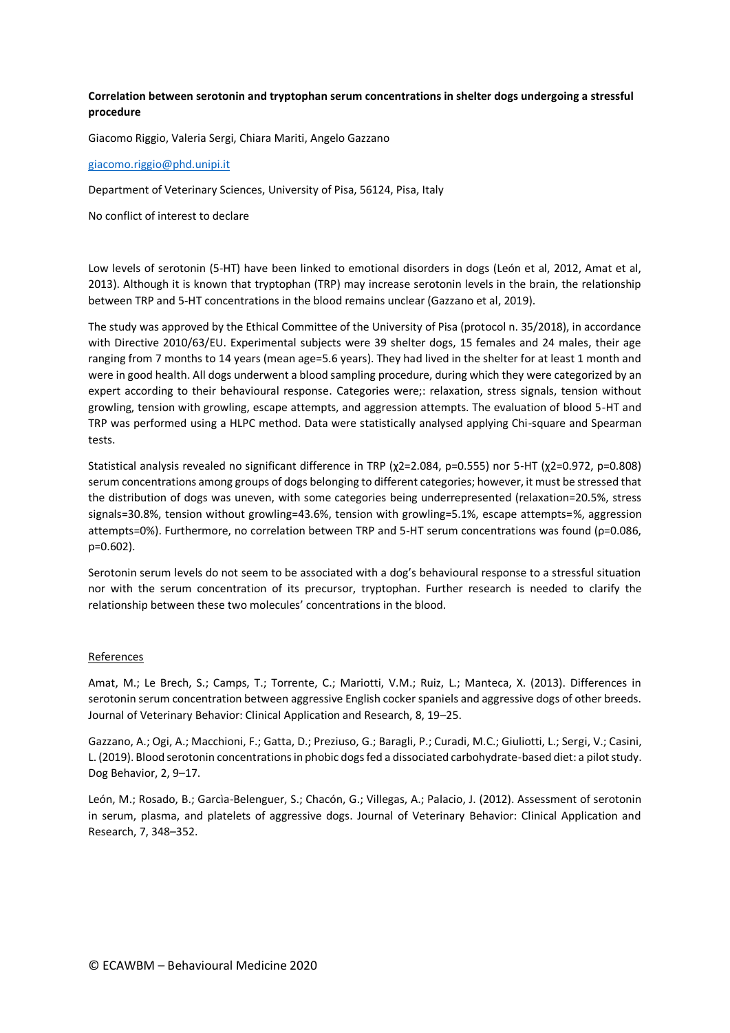**Correlation between serotonin and tryptophan serum concentrations in shelter dogs undergoing a stressful procedure**

Giacomo Riggio, Valeria Sergi, Chiara Mariti, Angelo Gazzano

giacomo.riggio@phd.unipi.it

Department of Veterinary Sciences, University of Pisa, 56124, Pisa, Italy

No conflict of interest to declare

Low levels of serotonin (5-HT) have been linked to emotional disorders in dogs (León et al, 2012, Amat et al, 2013). Although it is known that tryptophan (TRP) may increase serotonin levels in the brain, the relationship between TRP and 5-HT concentrations in the blood remains unclear (Gazzano et al, 2019).

The study was approved by the Ethical Committee of the University of Pisa (protocol n. 35/2018), in accordance with Directive 2010/63/EU. Experimental subjects were 39 shelter dogs, 15 females and 24 males, their age ranging from 7 months to 14 years (mean age=5.6 years). They had lived in the shelter for at least 1 month and were in good health. All dogs underwent a blood sampling procedure, during which they were categorized by an expert according to their behavioural response. Categories were;: relaxation, stress signals, tension without growling, tension with growling, escape attempts, and aggression attempts. The evaluation of blood 5-HT and TRP was performed using a HLPC method. Data were statistically analysed applying Chi-square and Spearman tests.

Statistical analysis revealed no significant difference in TRP ($\chi2=2.084$, $p=0.555$) nor 5-HT ($\chi2=0.972$, $p=0.808$) serum concentrations among groups of dogs belonging to different categories; however, it must be stressed that the distribution of dogs was uneven, with some categories being underrepresented (relaxation=20.5%, stress signals=30.8%, tension without growling=43.6%, tension with growling=5.1%, escape attempts=%, aggression attempts=0%). Furthermore, no correlation between TRP and 5-HT serum concentrations was found ($\rho=0.086$, $p=0.602$).

Serotonin serum levels do not seem to be associated with a dog's behavioural response to a stressful situation nor with the serum concentration of its precursor, tryptophan. Further research is needed to clarify the relationship between these two molecules' concentrations in the blood.

References

Amat, M.; Le Brech, S.; Camps, T.; Torrente, C.; Mariotti, V.M.; Ruiz, L.; Manteca, X. (2013). Differences in serotonin serum concentration between aggressive English cocker spaniels and aggressive dogs of other breeds. Journal of Veterinary Behavior: Clinical Application and Research, 8, 19–25.

Gazzano, A.; Ogi, A.; Macchioni, F.; Gatta, D.; Preziuso, G.; Baragli, P.; Curadi, M.C.; Giuliotti, L.; Sergi, V.; Casini, L. (2019). Blood serotonin concentrations in phobic dogs fed a dissociated carbohydrate-based diet: a pilot study. Dog Behavior, 2, 9–17.

León, M.; Rosado, B.; Garcìa-Belenguer, S.; Chacón, G.; Villegas, A.; Palacio, J. (2012). Assessment of serotonin in serum, plasma, and platelets of aggressive dogs. Journal of Veterinary Behavior: Clinical Application and Research, 7, 348–352.

© ECAWBM – Behavioural Medicine 2020